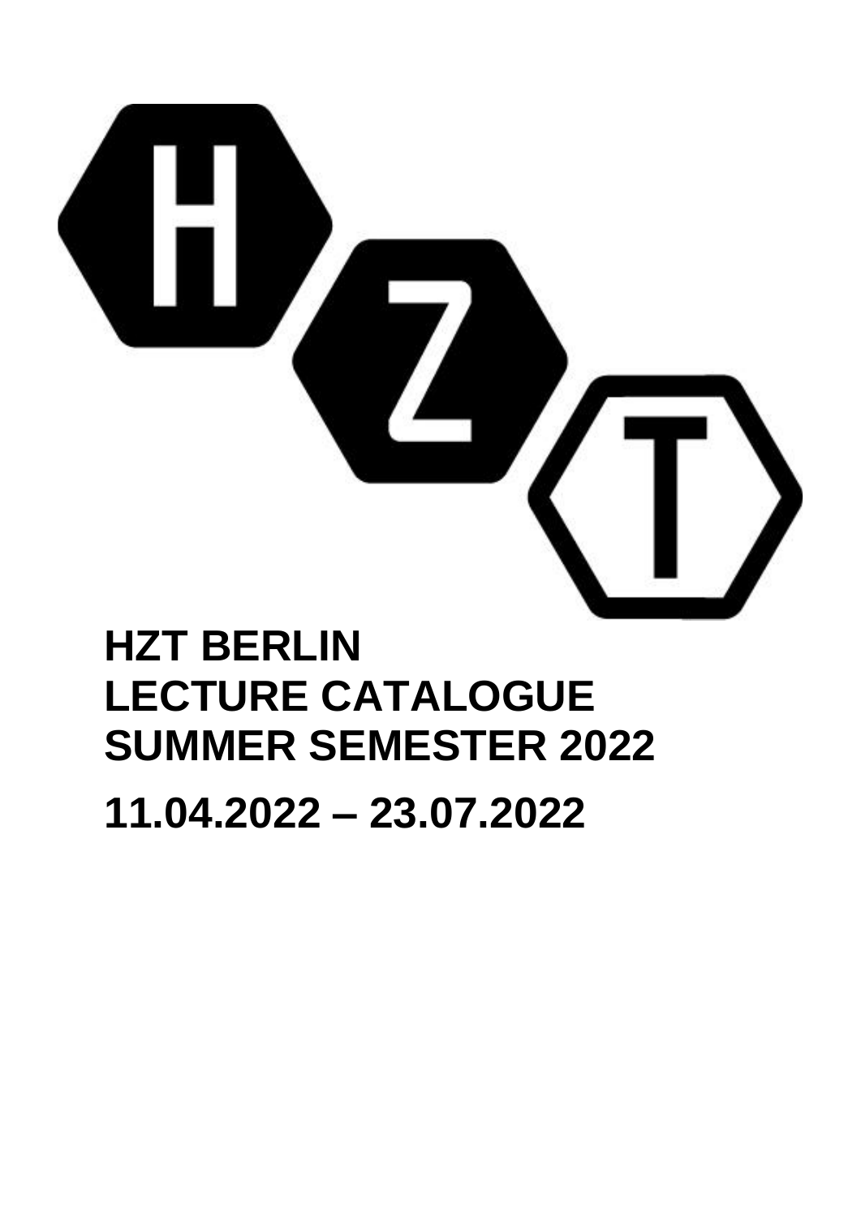# HZT BERLIN
# LECTURE CATALOGUE
# SUMMER SEMESTER 2022

# 11.04.2022 – 23.07.2022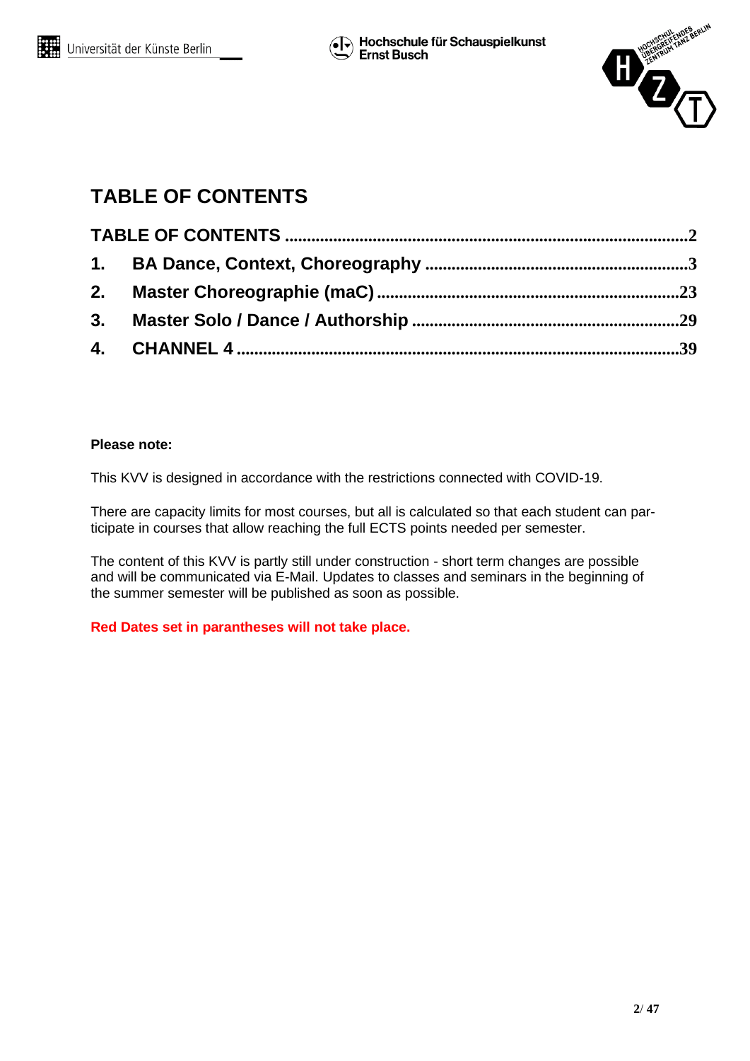# TABLE OF CONTENTS

TABLE OF CONTENTS ..........................................................................................2

1. BA Dance, Context, Choreography ...........................................................3
2. Master Choreographie (maC) ....................................................................23
3. Master Solo / Dance / Authorship ............................................................29
4. CHANNEL 4 ..................................................................................................39

**Please note:**

This KVV is designed in accordance with the restrictions connected with COVID-19.

There are capacity limits for most courses, but all is calculated so that each student can participate in courses that allow reaching the full ECTS points needed per semester.

The content of this KVV is partly still under construction - short term changes are possible and will be communicated via E-Mail. Updates to classes and seminars in the beginning of the summer semester will be published as soon as possible.

**Red Dates set in parantheses will not take place.**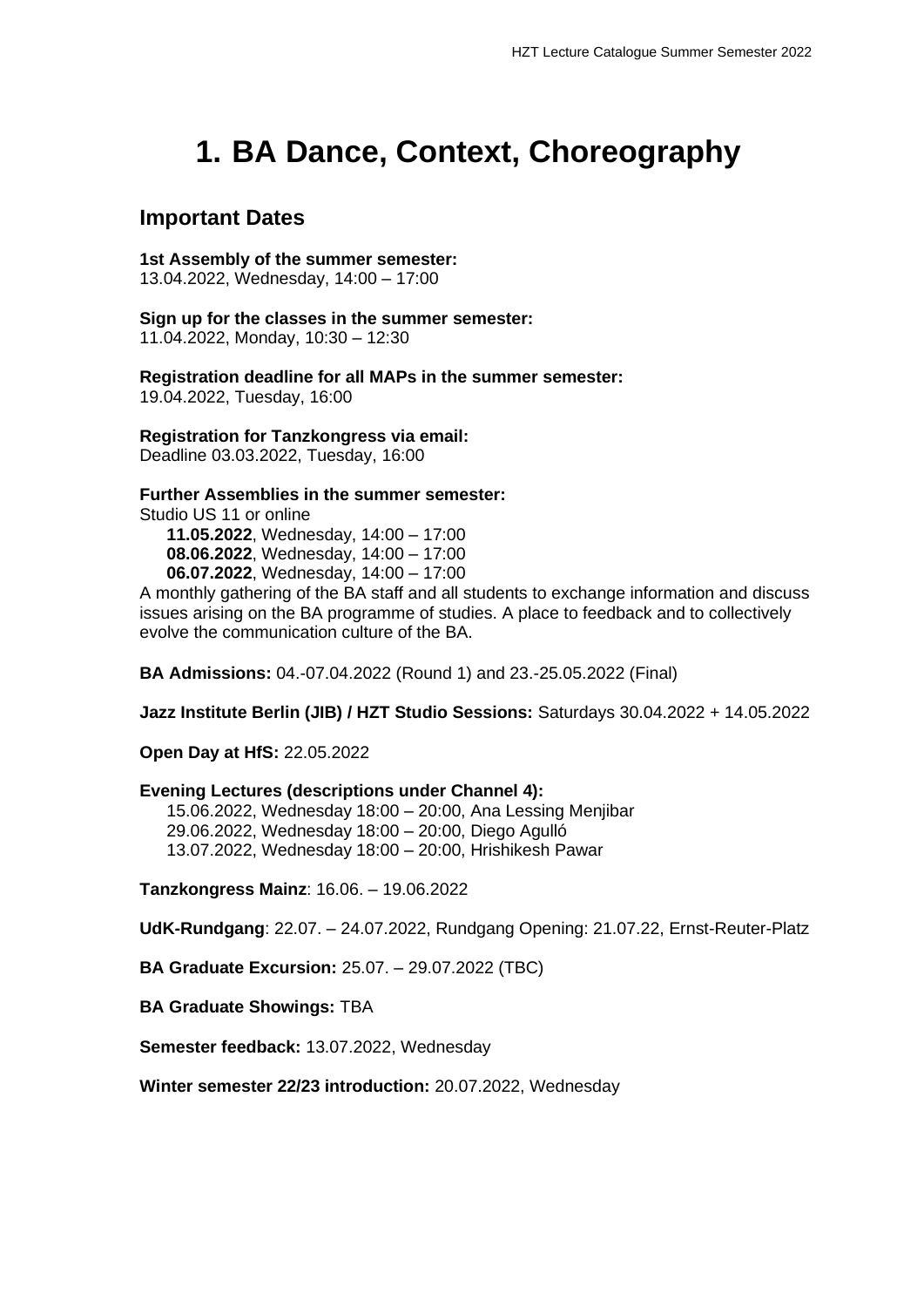# 1. BA Dance, Context, Choreography

## Important Dates

**1st Assembly of the summer semester:**
13.04.2022, Wednesday, 14:00 – 17:00

**Sign up for the classes in the summer semester:**
11.04.2022, Monday, 10:30 – 12:30

**Registration deadline for all MAPs in the summer semester:**
19.04.2022, Tuesday, 16:00

**Registration for Tanzkongress via email:**
Deadline 03.03.2022, Tuesday, 16:00

**Further Assemblies in the summer semester:**
Studio US 11 or online

- **11.05.2022**, Wednesday, 14:00 – 17:00
- **08.06.2022**, Wednesday, 14:00 – 17:00
- **06.07.2022**, Wednesday, 14:00 – 17:00

A monthly gathering of the BA staff and all students to exchange information and discuss issues arising on the BA programme of studies. A place to feedback and to collectively evolve the communication culture of the BA.

**BA Admissions:** 04.-07.04.2022 (Round 1) and 23.-25.05.2022 (Final)

**Jazz Institute Berlin (JIB) / HZT Studio Sessions:** Saturdays 30.04.2022 + 14.05.2022

**Open Day at HfS:** 22.05.2022

**Evening Lectures (descriptions under Channel 4):**

- 15.06.2022, Wednesday 18:00 – 20:00, Ana Lessing Menjibar
- 29.06.2022, Wednesday 18:00 – 20:00, Diego Agulló
- 13.07.2022, Wednesday 18:00 – 20:00, Hrishikesh Pawar

**Tanzkongress Mainz**: 16.06. – 19.06.2022

**UdK-Rundgang**: 22.07. – 24.07.2022, Rundgang Opening: 21.07.22, Ernst-Reuter-Platz

**BA Graduate Excursion:** 25.07. – 29.07.2022 (TBC)

**BA Graduate Showings:** TBA

**Semester feedback:** 13.07.2022, Wednesday

**Winter semester 22/23 introduction:** 20.07.2022, Wednesday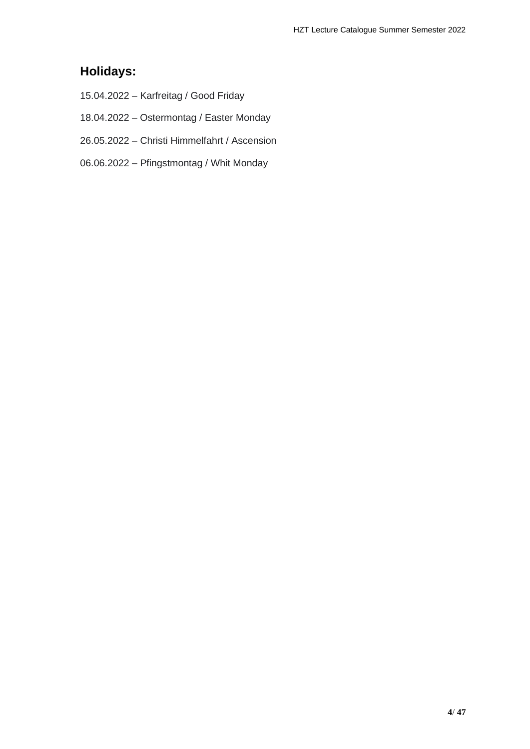## Holidays:

15.04.2022 – Karfreitag / Good Friday

18.04.2022 – Ostermontag / Easter Monday

26.05.2022 – Christi Himmelfahrt / Ascension

06.06.2022 – Pfingstmontag / Whit Monday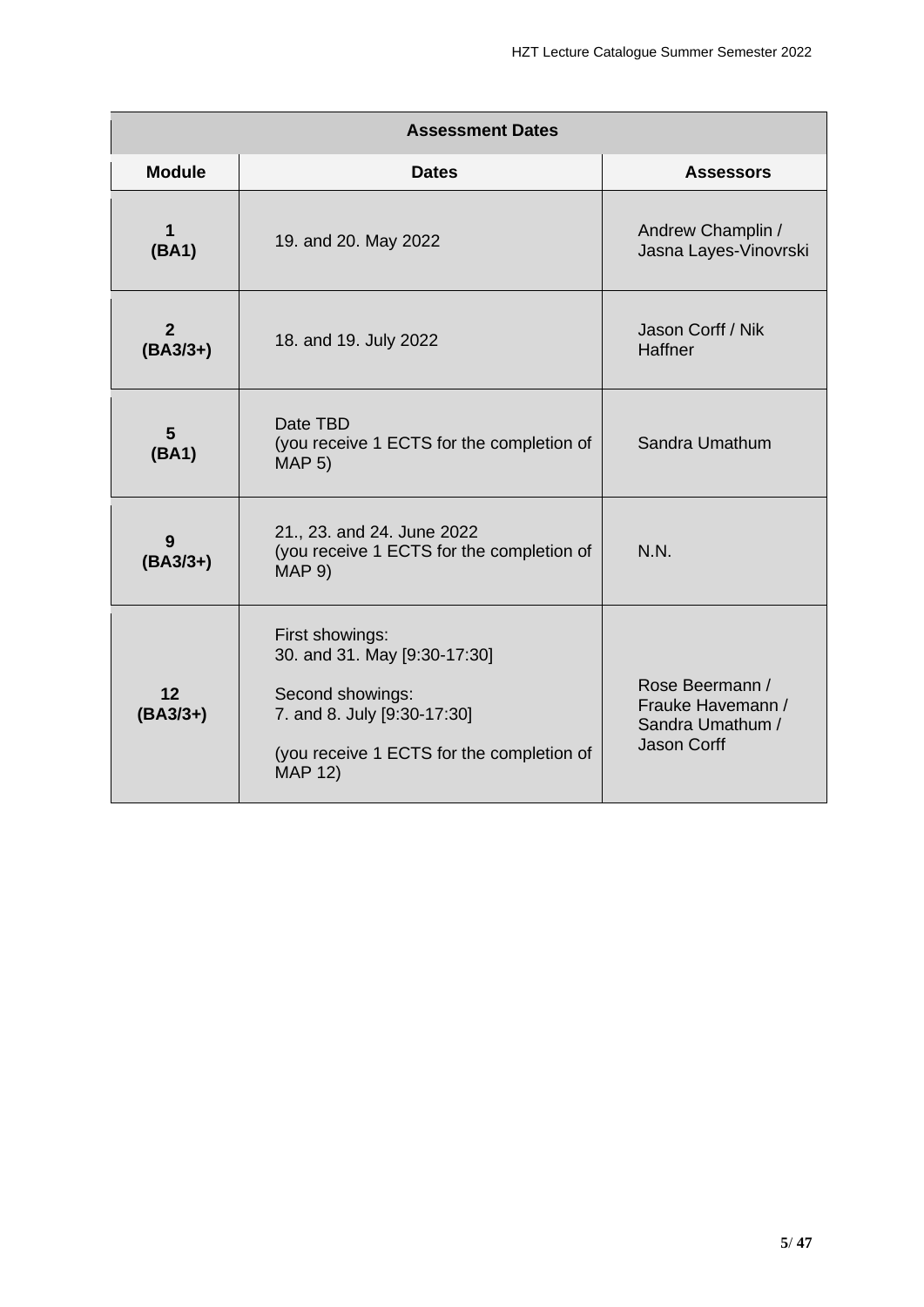| Assessment Dates | | |
|---|---|---|
| **Module** | **Dates** | **Assessors** |
| **1 (BA1)** | 19. and 20. May 2022 | Andrew Champlin / Jasna Layes-Vinovrski |
| **2 (BA3/3+)** | 18. and 19. July 2022 | Jason Corff / Nik Haffner |
| **5 (BA1)** | Date TBD (you receive 1 ECTS for the completion of MAP 5) | Sandra Umathum |
| **9 (BA3/3+)** | 21., 23. and 24. June 2022 (you receive 1 ECTS for the completion of MAP 9) | N.N. |
| **12 (BA3/3+)** | First showings: 30. and 31. May [9:30-17:30]<br><br>Second showings: 7. and 8. July [9:30-17:30]<br><br>(you receive 1 ECTS for the completion of MAP 12) | Rose Beermann / Frauke Havemann / Sandra Umathum / Jason Corff |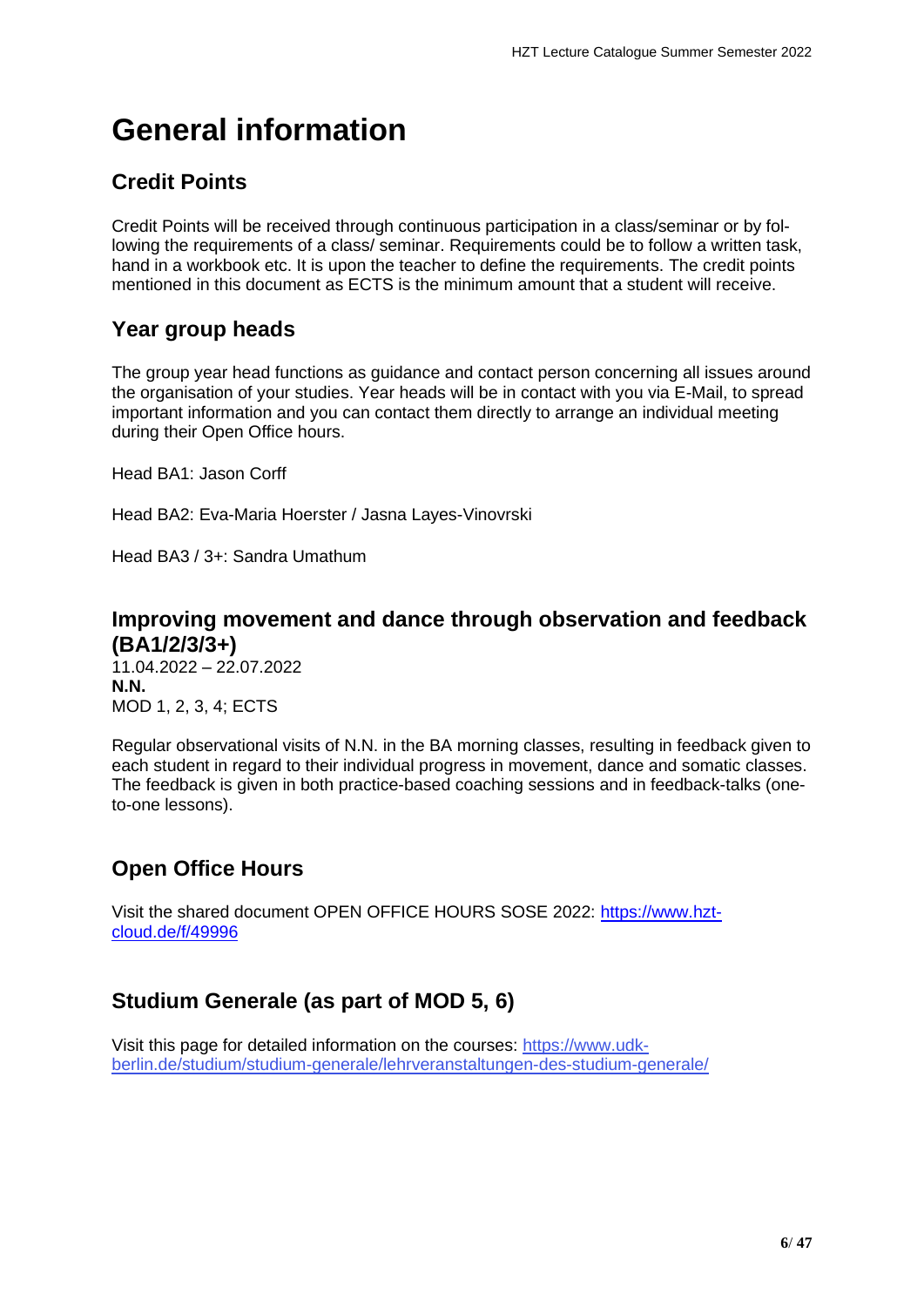# General information

## Credit Points

Credit Points will be received through continuous participation in a class/seminar or by following the requirements of a class/ seminar. Requirements could be to follow a written task, hand in a workbook etc. It is upon the teacher to define the requirements. The credit points mentioned in this document as ECTS is the minimum amount that a student will receive.

## Year group heads

The group year head functions as guidance and contact person concerning all issues around the organisation of your studies. Year heads will be in contact with you via E-Mail, to spread important information and you can contact them directly to arrange an individual meeting during their Open Office hours.

Head BA1: Jason Corff

Head BA2: Eva-Maria Hoerster / Jasna Layes-Vinovrski

Head BA3 / 3+: Sandra Umathum

## Improving movement and dance through observation and feedback (BA1/2/3/3+)

11.04.2022 – 22.07.2022
**N.N.**
MOD 1, 2, 3, 4; ECTS

Regular observational visits of N.N. in the BA morning classes, resulting in feedback given to each student in regard to their individual progress in movement, dance and somatic classes. The feedback is given in both practice-based coaching sessions and in feedback-talks (one-to-one lessons).

## Open Office Hours

Visit the shared document OPEN OFFICE HOURS SOSE 2022: [https://www.hzt-cloud.de/f/49996](https://www.hzt-cloud.de/f/49996)

## Studium Generale (as part of MOD 5, 6)

Visit this page for detailed information on the courses: [https://www.udk-berlin.de/studium/studium-generale/lehrveranstaltungen-des-studium-generale/](https://www.udk-berlin.de/studium/studium-generale/lehrveranstaltungen-des-studium-generale/)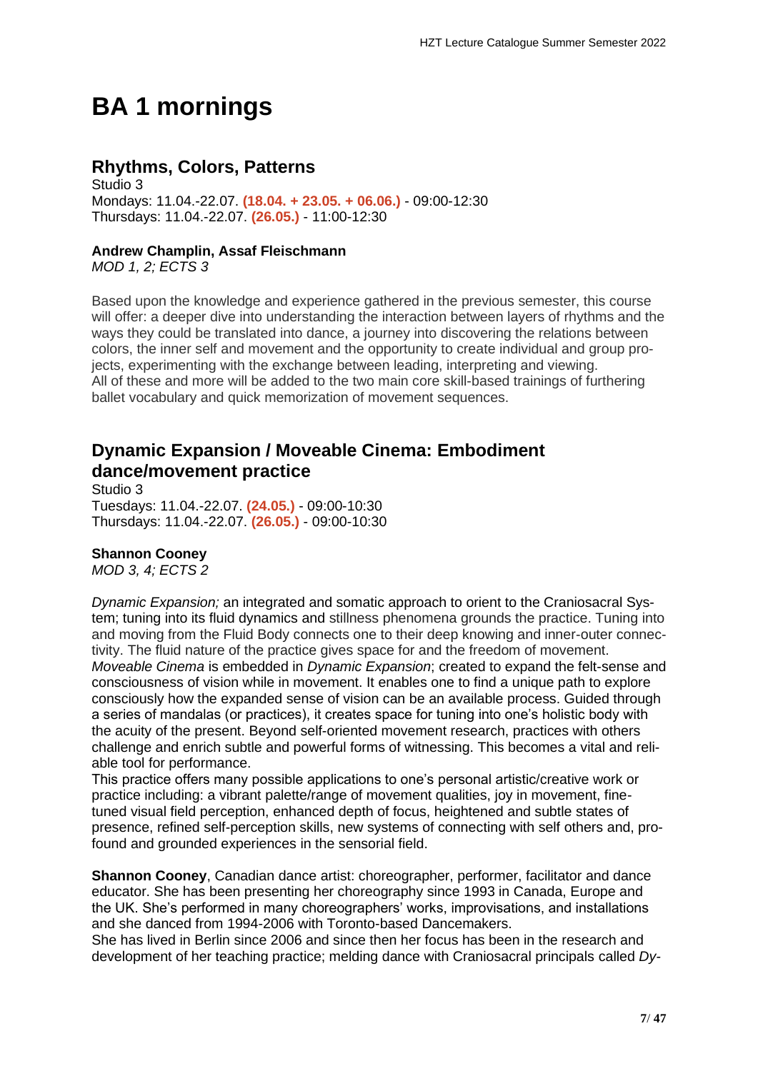# BA 1 mornings

## Rhythms, Colors, Patterns

Studio 3
Mondays: 11.04.-22.07. **(18.04. + 23.05. + 06.06.)** - 09:00-12:30
Thursdays: 11.04.-22.07. **(26.05.)** - 11:00-12:30

**Andrew Champlin, Assaf Fleischmann**
*MOD 1, 2; ECTS 3*

Based upon the knowledge and experience gathered in the previous semester, this course will offer: a deeper dive into understanding the interaction between layers of rhythms and the ways they could be translated into dance, a journey into discovering the relations between colors, the inner self and movement and the opportunity to create individual and group projects, experimenting with the exchange between leading, interpreting and viewing.
All of these and more will be added to the two main core skill-based trainings of furthering ballet vocabulary and quick memorization of movement sequences.

## Dynamic Expansion / Moveable Cinema: Embodiment dance/movement practice

Studio 3
Tuesdays: 11.04.-22.07. **(24.05.)** - 09:00-10:30
Thursdays: 11.04.-22.07. **(26.05.)** - 09:00-10:30

**Shannon Cooney**
*MOD 3, 4; ECTS 2*

*Dynamic Expansion;* an integrated and somatic approach to orient to the Craniosacral System; tuning into its fluid dynamics and stillness phenomena grounds the practice. Tuning into and moving from the Fluid Body connects one to their deep knowing and inner-outer connectivity. The fluid nature of the practice gives space for and the freedom of movement.
*Moveable Cinema* is embedded in *Dynamic Expansion*; created to expand the felt-sense and consciousness of vision while in movement. It enables one to find a unique path to explore consciously how the expanded sense of vision can be an available process. Guided through a series of mandalas (or practices), it creates space for tuning into one's holistic body with the acuity of the present. Beyond self-oriented movement research, practices with others challenge and enrich subtle and powerful forms of witnessing. This becomes a vital and reliable tool for performance.
This practice offers many possible applications to one's personal artistic/creative work or practice including: a vibrant palette/range of movement qualities, joy in movement, fine-tuned visual field perception, enhanced depth of focus, heightened and subtle states of presence, refined self-perception skills, new systems of connecting with self others and, profound and grounded experiences in the sensorial field.

**Shannon Cooney**, Canadian dance artist: choreographer, performer, facilitator and dance educator. She has been presenting her choreography since 1993 in Canada, Europe and the UK. She's performed in many choreographers' works, improvisations, and installations and she danced from 1994-2006 with Toronto-based Dancemakers.
She has lived in Berlin since 2006 and since then her focus has been in the research and development of her teaching practice; melding dance with Craniosacral principals called *Dy-*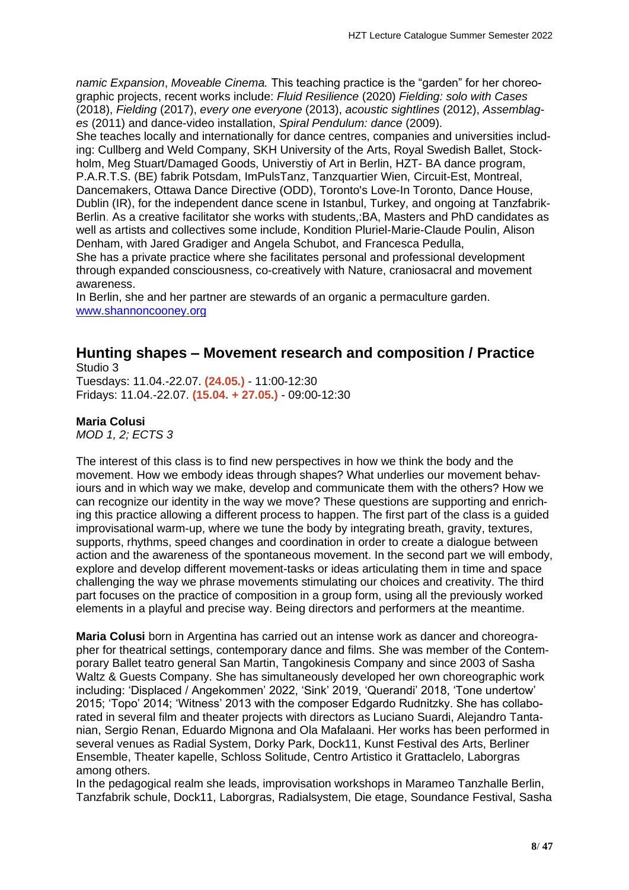*namic Expansion*, *Moveable Cinema.* This teaching practice is the "garden" for her choreographic projects, recent works include: *Fluid Resilience* (2020) *Fielding: solo with Cases* (2018), *Fielding* (2017), *every one everyone* (2013), *acoustic sightlines* (2012), *Assemblages* (2011) and dance-video installation, *Spiral Pendulum: dance* (2009).
She teaches locally and internationally for dance centres, companies and universities including: Cullberg and Weld Company, SKH University of the Arts, Royal Swedish Ballet, Stockholm, Meg Stuart/Damaged Goods, Universtiy of Art in Berlin, HZT- BA dance program, P.A.R.T.S. (BE) fabrik Potsdam, ImPulsTanz, Tanzquartier Wien, Circuit-Est, Montreal, Dancemakers, Ottawa Dance Directive (ODD), Toronto's Love-In Toronto, Dance House, Dublin (IR), for the independent dance scene in Istanbul, Turkey, and ongoing at Tanzfabrik-Berlin. As a creative facilitator she works with students,:BA, Masters and PhD candidates as well as artists and collectives some include, Kondition Pluriel-Marie-Claude Poulin, Alison Denham, with Jared Gradiger and Angela Schubot, and Francesca Pedulla,
She has a private practice where she facilitates personal and professional development through expanded consciousness, co-creatively with Nature, craniosacral and movement awareness.
In Berlin, she and her partner are stewards of an organic a permaculture garden.
www.shannoncooney.org

## Hunting shapes – Movement research and composition / Practice

Studio 3
Tuesdays: 11.04.-22.07. **(24.05.)** - 11:00-12:30
Fridays: 11.04.-22.07. **(15.04. + 27.05.)** - 09:00-12:30

**Maria Colusi**
*MOD 1, 2; ECTS 3*

The interest of this class is to find new perspectives in how we think the body and the movement. How we embody ideas through shapes? What underlies our movement behaviours and in which way we make, develop and communicate them with the others? How we can recognize our identity in the way we move? These questions are supporting and enriching this practice allowing a different process to happen. The first part of the class is a guided improvisational warm-up, where we tune the body by integrating breath, gravity, textures, supports, rhythms, speed changes and coordination in order to create a dialogue between action and the awareness of the spontaneous movement. In the second part we will embody, explore and develop different movement-tasks or ideas articulating them in time and space challenging the way we phrase movements stimulating our choices and creativity. The third part focuses on the practice of composition in a group form, using all the previously worked elements in a playful and precise way. Being directors and performers at the meantime.

**Maria Colusi** born in Argentina has carried out an intense work as dancer and choreographer for theatrical settings, contemporary dance and films. She was member of the Contemporary Ballet teatro general San Martin, Tangokinesis Company and since 2003 of Sasha Waltz & Guests Company. She has simultaneously developed her own choreographic work including: 'Displaced / Angekommen' 2022, 'Sink' 2019, 'Querandi' 2018, 'Tone undertow' 2015; 'Topo' 2014; 'Witness' 2013 with the composer Edgardo Rudnitzky. She has collaborated in several film and theater projects with directors as Luciano Suardi, Alejandro Tantanian, Sergio Renan, Eduardo Mignona and Ola Mafalaani. Her works has been performed in several venues as Radial System, Dorky Park, Dock11, Kunst Festival des Arts, Berliner Ensemble, Theater kapelle, Schloss Solitude, Centro Artistico it Grattaclelo, Laborgras among others.
In the pedagogical realm she leads, improvisation workshops in Marameo Tanzhalle Berlin, Tanzfabrik schule, Dock11, Laborgras, Radialsystem, Die etage, Soundance Festival, Sasha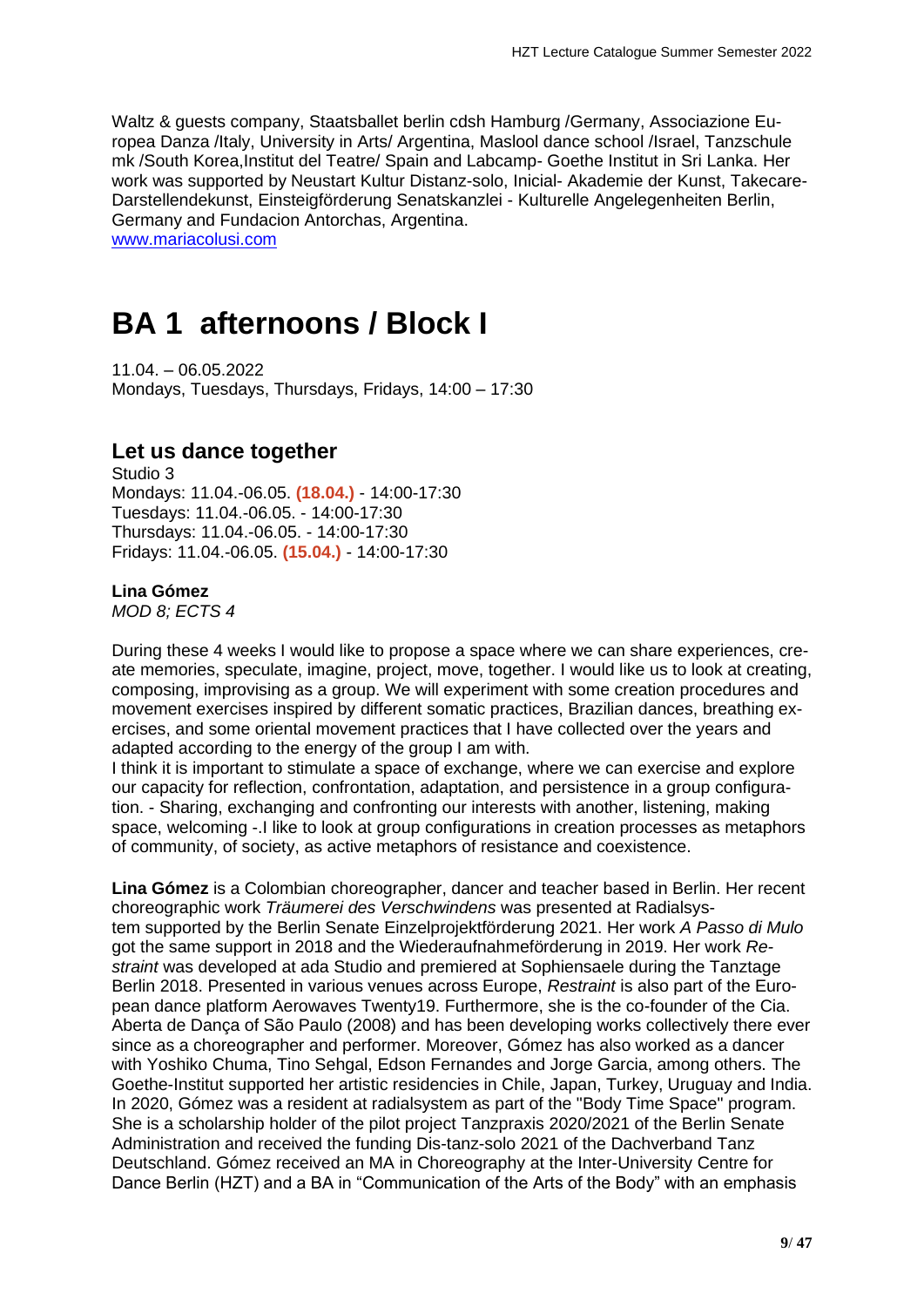Waltz & guests company, Staatsballet berlin cdsh Hamburg /Germany, Associazione Europea Danza /Italy, University in Arts/ Argentina, Maslool dance school /Israel, Tanzschule mk /South Korea,Institut del Teatre/ Spain and Labcamp- Goethe Institut in Sri Lanka. Her work was supported by Neustart Kultur Distanz-solo, Inicial- Akademie der Kunst, Takecare-Darstellendekunst, Einsteigförderung Senatskanzlei - Kulturelle Angelegenheiten Berlin, Germany and Fundacion Antorchas, Argentina.
www.mariacolusi.com

# BA 1 afternoons / Block I

11.04. – 06.05.2022
Mondays, Tuesdays, Thursdays, Fridays, 14:00 – 17:30

## Let us dance together

Studio 3
Mondays: 11.04.-06.05. **(18.04.)** - 14:00-17:30
Tuesdays: 11.04.-06.05. - 14:00-17:30
Thursdays: 11.04.-06.05. - 14:00-17:30
Fridays: 11.04.-06.05. **(15.04.)** - 14:00-17:30

**Lina Gómez**
*MOD 8; ECTS 4*

During these 4 weeks I would like to propose a space where we can share experiences, create memories, speculate, imagine, project, move, together. I would like us to look at creating, composing, improvising as a group. We will experiment with some creation procedures and movement exercises inspired by different somatic practices, Brazilian dances, breathing exercises, and some oriental movement practices that I have collected over the years and adapted according to the energy of the group I am with.
I think it is important to stimulate a space of exchange, where we can exercise and explore our capacity for reflection, confrontation, adaptation, and persistence in a group configuration. - Sharing, exchanging and confronting our interests with another, listening, making space, welcoming -.I like to look at group configurations in creation processes as metaphors of community, of society, as active metaphors of resistance and coexistence.

**Lina Gómez** is a Colombian choreographer, dancer and teacher based in Berlin. Her recent choreographic work *Träumerei des Verschwindens* was presented at Radialsystem supported by the Berlin Senate Einzelprojektförderung 2021. Her work *A Passo di Mulo* got the same support in 2018 and the Wiederaufnahmeförderung in 2019. Her work *Restraint* was developed at ada Studio and premiered at Sophiensaele during the Tanztage Berlin 2018. Presented in various venues across Europe, *Restraint* is also part of the European dance platform Aerowaves Twenty19. Furthermore, she is the co-founder of the Cia. Aberta de Dança of São Paulo (2008) and has been developing works collectively there ever since as a choreographer and performer. Moreover, Gómez has also worked as a dancer with Yoshiko Chuma, Tino Sehgal, Edson Fernandes and Jorge Garcia, among others. The Goethe-Institut supported her artistic residencies in Chile, Japan, Turkey, Uruguay and India. In 2020, Gómez was a resident at radialsystem as part of the "Body Time Space" program. She is a scholarship holder of the pilot project Tanzpraxis 2020/2021 of the Berlin Senate Administration and received the funding Dis-tanz-solo 2021 of the Dachverband Tanz Deutschland. Gómez received an MA in Choreography at the Inter-University Centre for Dance Berlin (HZT) and a BA in "Communication of the Arts of the Body" with an emphasis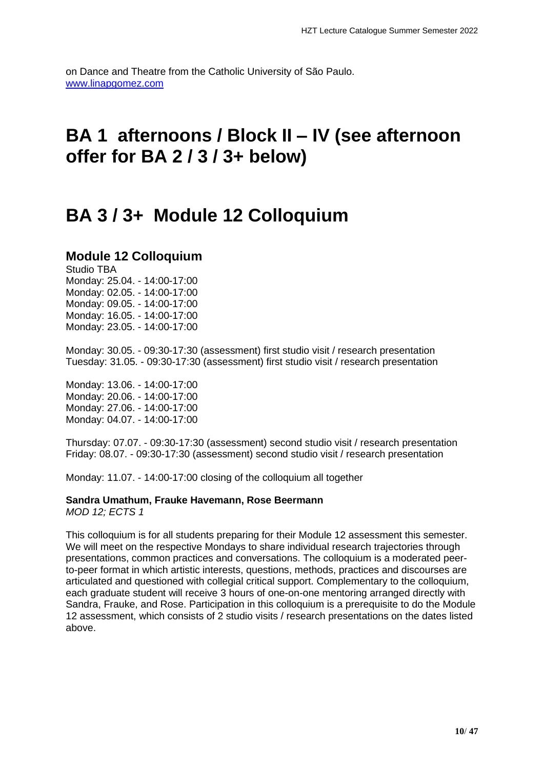on Dance and Theatre from the Catholic University of São Paulo.
[www.linapgomez.com](http://www.linapgomez.com)

# BA 1 afternoons / Block II – IV (see afternoon offer for BA 2 / 3 / 3+ below)

# BA 3 / 3+ Module 12 Colloquium

## Module 12 Colloquium

Studio TBA
Monday: 25.04. - 14:00-17:00
Monday: 02.05. - 14:00-17:00
Monday: 09.05. - 14:00-17:00
Monday: 16.05. - 14:00-17:00
Monday: 23.05. - 14:00-17:00

Monday: 30.05. - 09:30-17:30 (assessment) first studio visit / research presentation
Tuesday: 31.05. - 09:30-17:30 (assessment) first studio visit / research presentation

Monday: 13.06. - 14:00-17:00
Monday: 20.06. - 14:00-17:00
Monday: 27.06. - 14:00-17:00
Monday: 04.07. - 14:00-17:00

Thursday: 07.07. - 09:30-17:30 (assessment) second studio visit / research presentation
Friday: 08.07. - 09:30-17:30 (assessment) second studio visit / research presentation

Monday: 11.07. - 14:00-17:00 closing of the colloquium all together

**Sandra Umathum, Frauke Havemann, Rose Beermann**
*MOD 12; ECTS 1*

This colloquium is for all students preparing for their Module 12 assessment this semester. We will meet on the respective Mondays to share individual research trajectories through presentations, common practices and conversations. The colloquium is a moderated peer-to-peer format in which artistic interests, questions, methods, practices and discourses are articulated and questioned with collegial critical support. Complementary to the colloquium, each graduate student will receive 3 hours of one-on-one mentoring arranged directly with Sandra, Frauke, and Rose. Participation in this colloquium is a prerequisite to do the Module 12 assessment, which consists of 2 studio visits / research presentations on the dates listed above.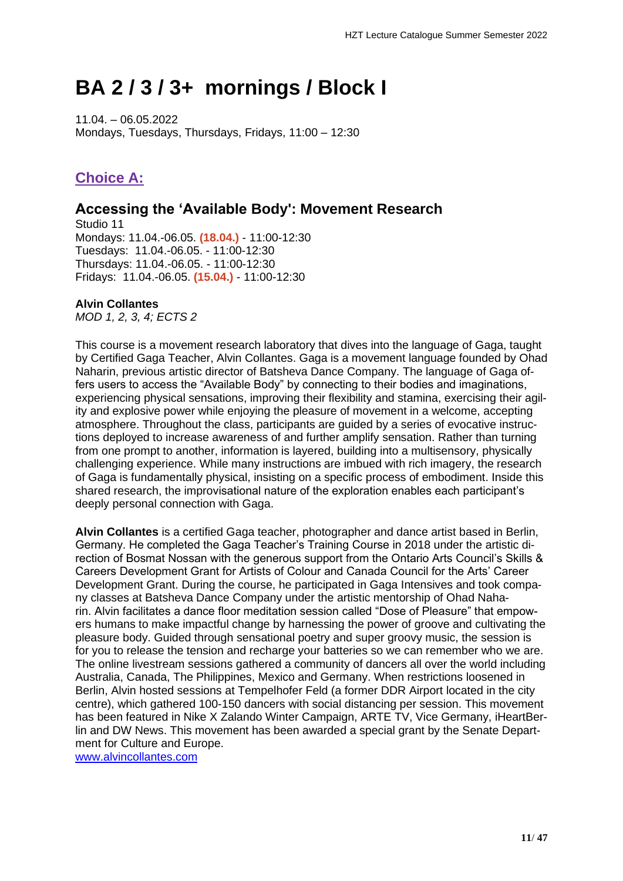# BA 2 / 3 / 3+ mornings / Block I

11.04. – 06.05.2022
Mondays, Tuesdays, Thursdays, Fridays, 11:00 – 12:30

## Choice A:

### Accessing the 'Available Body': Movement Research

Studio 11
Mondays: 11.04.-06.05. **(18.04.)** - 11:00-12:30
Tuesdays: 11.04.-06.05. - 11:00-12:30
Thursdays: 11.04.-06.05. - 11:00-12:30
Fridays: 11.04.-06.05. **(15.04.)** - 11:00-12:30

**Alvin Collantes**
*MOD 1, 2, 3, 4; ECTS 2*

This course is a movement research laboratory that dives into the language of Gaga, taught by Certified Gaga Teacher, Alvin Collantes. Gaga is a movement language founded by Ohad Naharin, previous artistic director of Batsheva Dance Company. The language of Gaga offers users to access the "Available Body" by connecting to their bodies and imaginations, experiencing physical sensations, improving their flexibility and stamina, exercising their agility and explosive power while enjoying the pleasure of movement in a welcome, accepting atmosphere. Throughout the class, participants are guided by a series of evocative instructions deployed to increase awareness of and further amplify sensation. Rather than turning from one prompt to another, information is layered, building into a multisensory, physically challenging experience. While many instructions are imbued with rich imagery, the research of Gaga is fundamentally physical, insisting on a specific process of embodiment. Inside this shared research, the improvisational nature of the exploration enables each participant's deeply personal connection with Gaga.

**Alvin Collantes** is a certified Gaga teacher, photographer and dance artist based in Berlin, Germany. He completed the Gaga Teacher's Training Course in 2018 under the artistic direction of Bosmat Nossan with the generous support from the Ontario Arts Council's Skills & Careers Development Grant for Artists of Colour and Canada Council for the Arts' Career Development Grant. During the course, he participated in Gaga Intensives and took company classes at Batsheva Dance Company under the artistic mentorship of Ohad Naharin. Alvin facilitates a dance floor meditation session called "Dose of Pleasure" that empowers humans to make impactful change by harnessing the power of groove and cultivating the pleasure body. Guided through sensational poetry and super groovy music, the session is for you to release the tension and recharge your batteries so we can remember who we are. The online livestream sessions gathered a community of dancers all over the world including Australia, Canada, The Philippines, Mexico and Germany. When restrictions loosened in Berlin, Alvin hosted sessions at Tempelhofer Feld (a former DDR Airport located in the city centre), which gathered 100-150 dancers with social distancing per session. This movement has been featured in Nike X Zalando Winter Campaign, ARTE TV, Vice Germany, iHeartBerlin and DW News. This movement has been awarded a special grant by the Senate Department for Culture and Europe.
[www.alvincollantes.com](http://www.alvincollantes.com)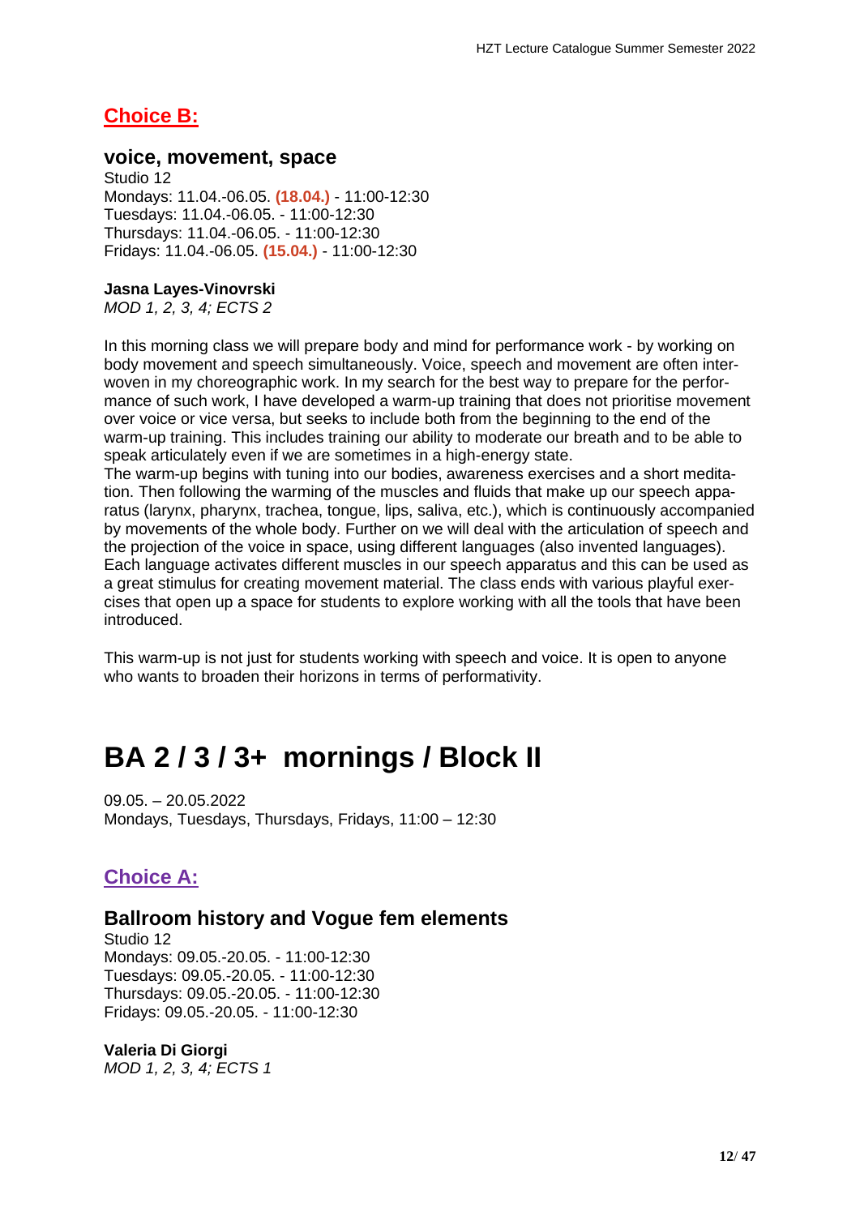## Choice B:

### voice, movement, space

Studio 12
Mondays: 11.04.-06.05. **(18.04.)** - 11:00-12:30
Tuesdays: 11.04.-06.05. - 11:00-12:30
Thursdays: 11.04.-06.05. - 11:00-12:30
Fridays: 11.04.-06.05. **(15.04.)** - 11:00-12:30

**Jasna Layes-Vinovrski**
*MOD 1, 2, 3, 4; ECTS 2*

In this morning class we will prepare body and mind for performance work - by working on body movement and speech simultaneously. Voice, speech and movement are often interwoven in my choreographic work. In my search for the best way to prepare for the performance of such work, I have developed a warm-up training that does not prioritise movement over voice or vice versa, but seeks to include both from the beginning to the end of the warm-up training. This includes training our ability to moderate our breath and to be able to speak articulately even if we are sometimes in a high-energy state.
The warm-up begins with tuning into our bodies, awareness exercises and a short meditation. Then following the warming of the muscles and fluids that make up our speech apparatus (larynx, pharynx, trachea, tongue, lips, saliva, etc.), which is continuously accompanied by movements of the whole body. Further on we will deal with the articulation of speech and the projection of the voice in space, using different languages (also invented languages). Each language activates different muscles in our speech apparatus and this can be used as a great stimulus for creating movement material. The class ends with various playful exercises that open up a space for students to explore working with all the tools that have been introduced.

This warm-up is not just for students working with speech and voice. It is open to anyone who wants to broaden their horizons in terms of performativity.

# BA 2 / 3 / 3+ mornings / Block II

09.05. – 20.05.2022
Mondays, Tuesdays, Thursdays, Fridays, 11:00 – 12:30

## Choice A:

### Ballroom history and Vogue fem elements

Studio 12
Mondays: 09.05.-20.05. - 11:00-12:30
Tuesdays: 09.05.-20.05. - 11:00-12:30
Thursdays: 09.05.-20.05. - 11:00-12:30
Fridays: 09.05.-20.05. - 11:00-12:30

**Valeria Di Giorgi**
*MOD 1, 2, 3, 4; ECTS 1*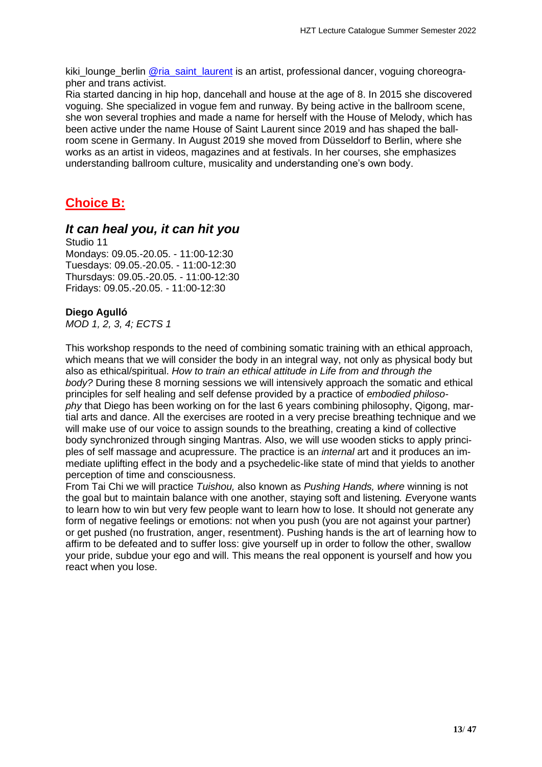kiki_lounge_berlin [@ria_saint_laurent] is an artist, professional dancer, voguing choreographer and trans activist.

Ria started dancing in hip hop, dancehall and house at the age of 8. In 2015 she discovered voguing. She specialized in vogue fem and runway. By being active in the ballroom scene, she won several trophies and made a name for herself with the House of Melody, which has been active under the name House of Saint Laurent since 2019 and has shaped the ballroom scene in Germany. In August 2019 she moved from Düsseldorf to Berlin, where she works as an artist in videos, magazines and at festivals. In her courses, she emphasizes understanding ballroom culture, musicality and understanding one's own body.

## Choice B:

### *It can heal you, it can hit you*

Studio 11
Mondays: 09.05.-20.05. - 11:00-12:30
Tuesdays: 09.05.-20.05. - 11:00-12:30
Thursdays: 09.05.-20.05. - 11:00-12:30
Fridays: 09.05.-20.05. - 11:00-12:30

**Diego Agulló**
*MOD 1, 2, 3, 4; ECTS 1*

This workshop responds to the need of combining somatic training with an ethical approach, which means that we will consider the body in an integral way, not only as physical body but also as ethical/spiritual. *How to train an ethical attitude in Life from and through the body?* During these 8 morning sessions we will intensively approach the somatic and ethical principles for self healing and self defense provided by a practice of *embodied philosophy* that Diego has been working on for the last 6 years combining philosophy, Qigong, martial arts and dance. All the exercises are rooted in a very precise breathing technique and we will make use of our voice to assign sounds to the breathing, creating a kind of collective body synchronized through singing Mantras. Also, we will use wooden sticks to apply principles of self massage and acupressure. The practice is an *internal* art and it produces an immediate uplifting effect in the body and a psychedelic-like state of mind that yields to another perception of time and consciousness.

From Tai Chi we will practice *Tuishou,* also known as *Pushing Hands, where* winning is not the goal but to maintain balance with one another, staying soft and listening*. E*veryone wants to learn how to win but very few people want to learn how to lose. It should not generate any form of negative feelings or emotions: not when you push (you are not against your partner) or get pushed (no frustration, anger, resentment). Pushing hands is the art of learning how to affirm to be defeated and to suffer loss: give yourself up in order to follow the other, swallow your pride, subdue your ego and will. This means the real opponent is yourself and how you react when you lose.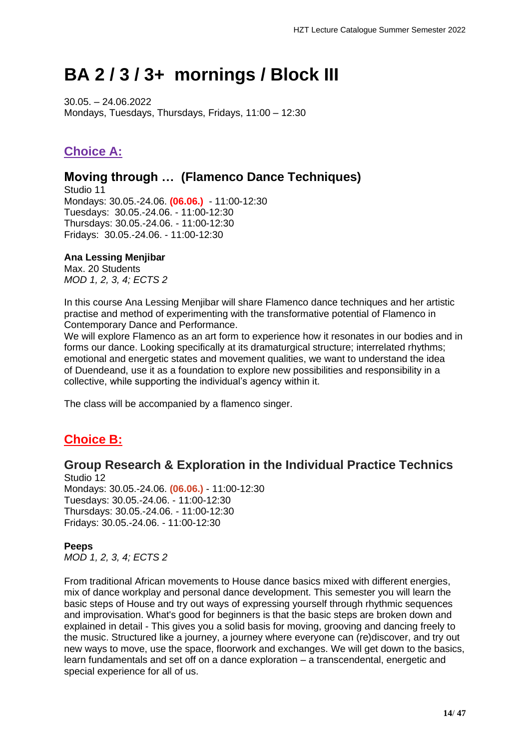# BA 2 / 3 / 3+ mornings / Block III

30.05. – 24.06.2022
Mondays, Tuesdays, Thursdays, Fridays, 11:00 – 12:30

## Choice A:

### Moving through … (Flamenco Dance Techniques)

Studio 11
Mondays: 30.05.-24.06. **(06.06.)** - 11:00-12:30
Tuesdays: 30.05.-24.06. - 11:00-12:30
Thursdays: 30.05.-24.06. - 11:00-12:30
Fridays: 30.05.-24.06. - 11:00-12:30

**Ana Lessing Menjibar**
Max. 20 Students
*MOD 1, 2, 3, 4; ECTS 2*

In this course Ana Lessing Menjibar will share Flamenco dance techniques and her artistic practise and method of experimenting with the transformative potential of Flamenco in Contemporary Dance and Performance.
We will explore Flamenco as an art form to experience how it resonates in our bodies and in forms our dance. Looking specifically at its dramaturgical structure; interrelated rhythms; emotional and energetic states and movement qualities, we want to understand the idea of Duendeand, use it as a foundation to explore new possibilities and responsibility in a collective, while supporting the individual's agency within it.

The class will be accompanied by a flamenco singer.

## Choice B:

### Group Research & Exploration in the Individual Practice Technics

Studio 12
Mondays: 30.05.-24.06. **(06.06.)** - 11:00-12:30
Tuesdays: 30.05.-24.06. - 11:00-12:30
Thursdays: 30.05.-24.06. - 11:00-12:30
Fridays: 30.05.-24.06. - 11:00-12:30

**Peeps**
*MOD 1, 2, 3, 4; ECTS 2*

From traditional African movements to House dance basics mixed with different energies, mix of dance workplay and personal dance development. This semester you will learn the basic steps of House and try out ways of expressing yourself through rhythmic sequences and improvisation. What's good for beginners is that the basic steps are broken down and explained in detail - This gives you a solid basis for moving, grooving and dancing freely to the music. Structured like a journey, a journey where everyone can (re)discover, and try out new ways to move, use the space, floorwork and exchanges. We will get down to the basics, learn fundamentals and set off on a dance exploration – a transcendental, energetic and special experience for all of us.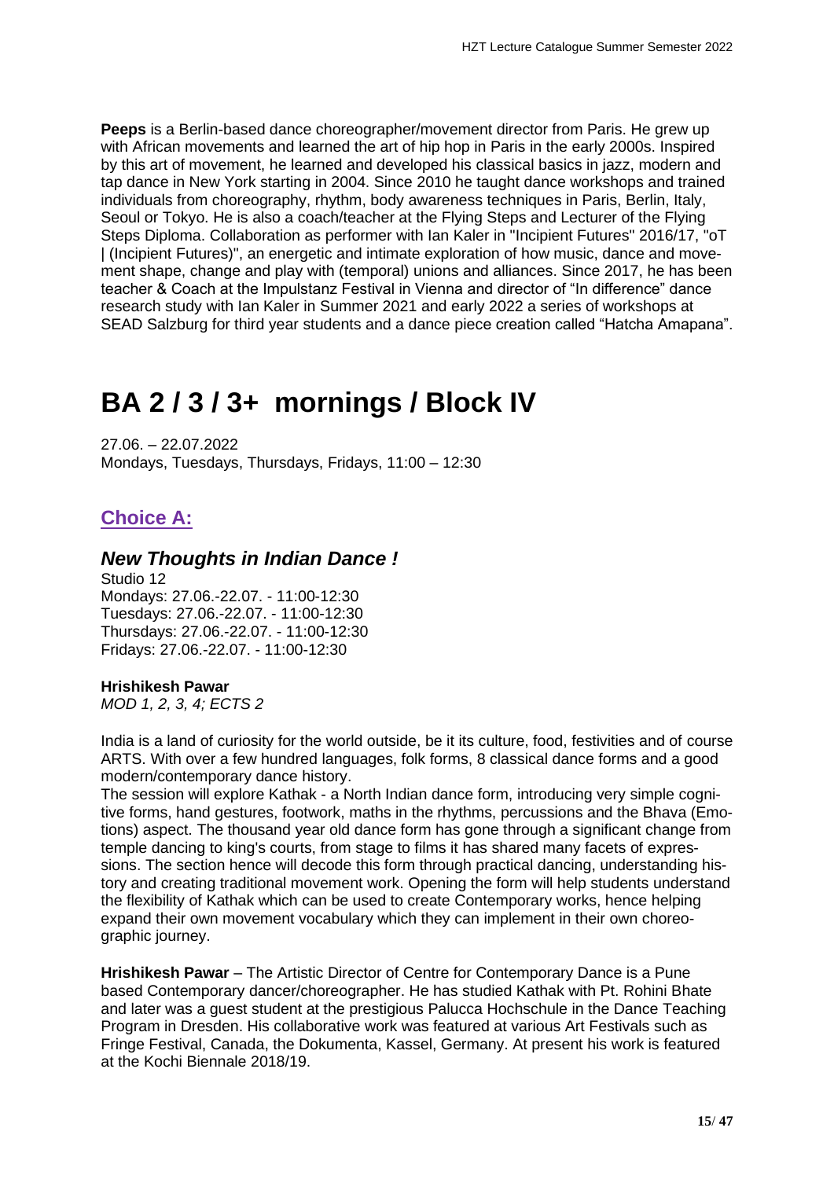**Peeps** is a Berlin-based dance choreographer/movement director from Paris. He grew up with African movements and learned the art of hip hop in Paris in the early 2000s. Inspired by this art of movement, he learned and developed his classical basics in jazz, modern and tap dance in New York starting in 2004. Since 2010 he taught dance workshops and trained individuals from choreography, rhythm, body awareness techniques in Paris, Berlin, Italy, Seoul or Tokyo. He is also a coach/teacher at the Flying Steps and Lecturer of the Flying Steps Diploma. Collaboration as performer with Ian Kaler in "Incipient Futures" 2016/17, "oT | (Incipient Futures)", an energetic and intimate exploration of how music, dance and movement shape, change and play with (temporal) unions and alliances. Since 2017, he has been teacher & Coach at the Impulstanz Festival in Vienna and director of "In difference" dance research study with Ian Kaler in Summer 2021 and early 2022 a series of workshops at SEAD Salzburg for third year students and a dance piece creation called "Hatcha Amapana".

# BA 2 / 3 / 3+ mornings / Block IV

27.06. – 22.07.2022
Mondays, Tuesdays, Thursdays, Fridays, 11:00 – 12:30

## Choice A:

### *New Thoughts in Indian Dance !*

Studio 12
Mondays: 27.06.-22.07. - 11:00-12:30
Tuesdays: 27.06.-22.07. - 11:00-12:30
Thursdays: 27.06.-22.07. - 11:00-12:30
Fridays: 27.06.-22.07. - 11:00-12:30

**Hrishikesh Pawar**
*MOD 1, 2, 3, 4; ECTS 2*

India is a land of curiosity for the world outside, be it its culture, food, festivities and of course ARTS. With over a few hundred languages, folk forms, 8 classical dance forms and a good modern/contemporary dance history.
The session will explore Kathak - a North Indian dance form, introducing very simple cognitive forms, hand gestures, footwork, maths in the rhythms, percussions and the Bhava (Emotions) aspect. The thousand year old dance form has gone through a significant change from temple dancing to king's courts, from stage to films it has shared many facets of expressions. The section hence will decode this form through practical dancing, understanding history and creating traditional movement work. Opening the form will help students understand the flexibility of Kathak which can be used to create Contemporary works, hence helping expand their own movement vocabulary which they can implement in their own choreographic journey.

**Hrishikesh Pawar** – The Artistic Director of Centre for Contemporary Dance is a Pune based Contemporary dancer/choreographer. He has studied Kathak with Pt. Rohini Bhate and later was a guest student at the prestigious Palucca Hochschule in the Dance Teaching Program in Dresden. His collaborative work was featured at various Art Festivals such as Fringe Festival, Canada, the Dokumenta, Kassel, Germany. At present his work is featured at the Kochi Biennale 2018/19.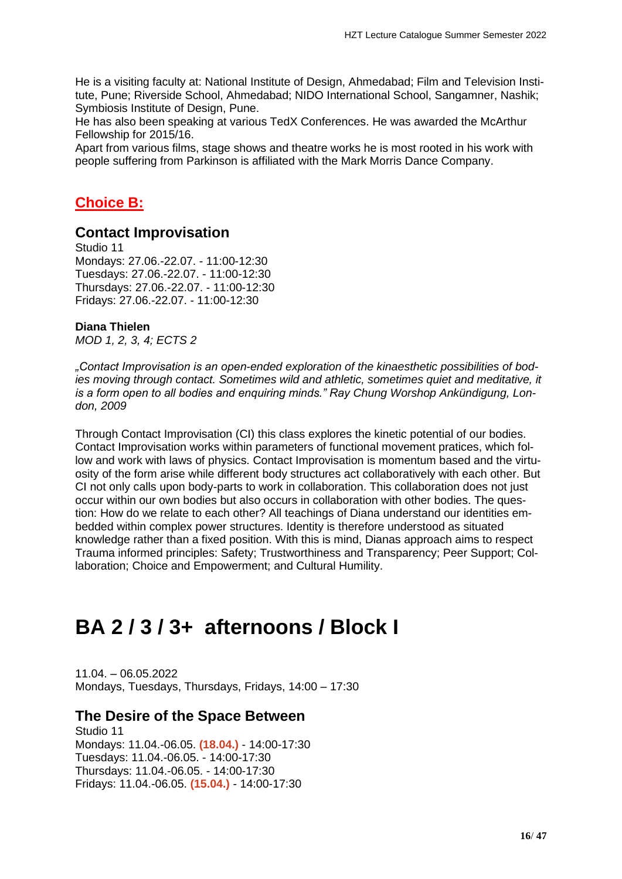He is a visiting faculty at: National Institute of Design, Ahmedabad; Film and Television Institute, Pune; Riverside School, Ahmedabad; NIDO International School, Sangamner, Nashik; Symbiosis Institute of Design, Pune.
He has also been speaking at various TedX Conferences. He was awarded the McArthur Fellowship for 2015/16.
Apart from various films, stage shows and theatre works he is most rooted in his work with people suffering from Parkinson is affiliated with the Mark Morris Dance Company.

## Choice B:

### Contact Improvisation

Studio 11
Mondays: 27.06.-22.07. - 11:00-12:30
Tuesdays: 27.06.-22.07. - 11:00-12:30
Thursdays: 27.06.-22.07. - 11:00-12:30
Fridays: 27.06.-22.07. - 11:00-12:30

**Diana Thielen**
*MOD 1, 2, 3, 4; ECTS 2*

*„Contact Improvisation is an open-ended exploration of the kinaesthetic possibilities of bodies moving through contact. Sometimes wild and athletic, sometimes quiet and meditative, it is a form open to all bodies and enquiring minds." Ray Chung Worshop Ankündigung, London, 2009*

Through Contact Improvisation (CI) this class explores the kinetic potential of our bodies. Contact Improvisation works within parameters of functional movement pratices, which follow and work with laws of physics. Contact Improvisation is momentum based and the virtuosity of the form arise while different body structures act collaboratively with each other. But CI not only calls upon body-parts to work in collaboration. This collaboration does not just occur within our own bodies but also occurs in collaboration with other bodies. The question: How do we relate to each other? All teachings of Diana understand our identities embedded within complex power structures. Identity is therefore understood as situated knowledge rather than a fixed position. With this is mind, Dianas approach aims to respect Trauma informed principles: Safety; Trustworthiness and Transparency; Peer Support; Collaboration; Choice and Empowerment; and Cultural Humility.

# BA 2 / 3 / 3+ afternoons / Block I

11.04. – 06.05.2022
Mondays, Tuesdays, Thursdays, Fridays, 14:00 – 17:30

### The Desire of the Space Between

Studio 11
Mondays: 11.04.-06.05. **(18.04.)** - 14:00-17:30
Tuesdays: 11.04.-06.05. - 14:00-17:30
Thursdays: 11.04.-06.05. - 14:00-17:30
Fridays: 11.04.-06.05. **(15.04.)** - 14:00-17:30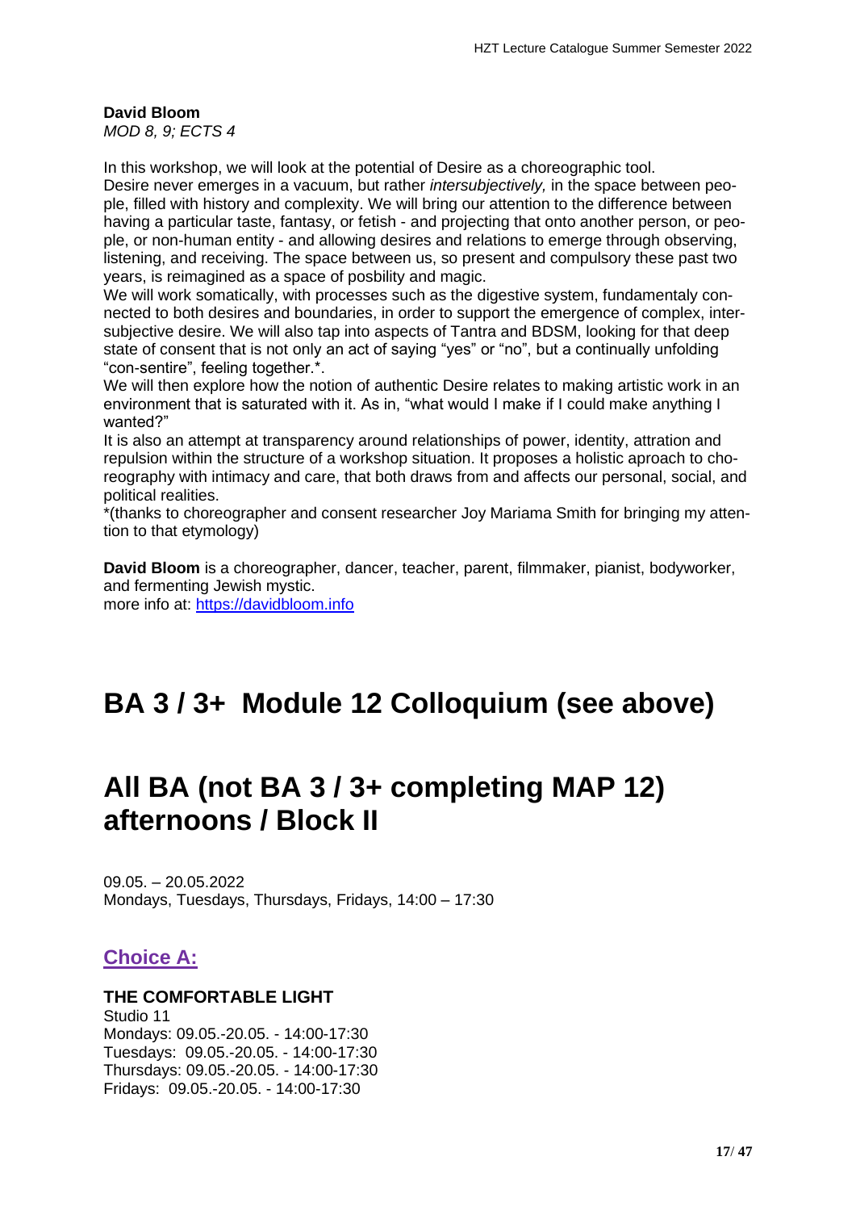**David Bloom**
*MOD 8, 9; ECTS 4*

In this workshop, we will look at the potential of Desire as a choreographic tool.
Desire never emerges in a vacuum, but rather *intersubjectively,* in the space between people, filled with history and complexity. We will bring our attention to the difference between having a particular taste, fantasy, or fetish - and projecting that onto another person, or people, or non-human entity - and allowing desires and relations to emerge through observing, listening, and receiving. The space between us, so present and compulsory these past two years, is reimagined as a space of posbility and magic.
We will work somatically, with processes such as the digestive system, fundamentaly connected to both desires and boundaries, in order to support the emergence of complex, intersubjective desire. We will also tap into aspects of Tantra and BDSM, looking for that deep state of consent that is not only an act of saying "yes" or "no", but a continually unfolding "con-sentire", feeling together.*.
We will then explore how the notion of authentic Desire relates to making artistic work in an environment that is saturated with it. As in, "what would I make if I could make anything I wanted?"
It is also an attempt at transparency around relationships of power, identity, attration and repulsion within the structure of a workshop situation. It proposes a holistic aproach to choreography with intimacy and care, that both draws from and affects our personal, social, and political realities.
*(thanks to choreographer and consent researcher Joy Mariama Smith for bringing my attention to that etymology)

**David Bloom** is a choreographer, dancer, teacher, parent, filmmaker, pianist, bodyworker, and fermenting Jewish mystic.
more info at: https://davidbloom.info

# BA 3 / 3+ Module 12 Colloquium (see above)

# All BA (not BA 3 / 3+ completing MAP 12) afternoons / Block II

09.05. – 20.05.2022
Mondays, Tuesdays, Thursdays, Fridays, 14:00 – 17:30

## Choice A:

**THE COMFORTABLE LIGHT**
Studio 11
Mondays: 09.05.-20.05. - 14:00-17:30
Tuesdays: 09.05.-20.05. - 14:00-17:30
Thursdays: 09.05.-20.05. - 14:00-17:30
Fridays: 09.05.-20.05. - 14:00-17:30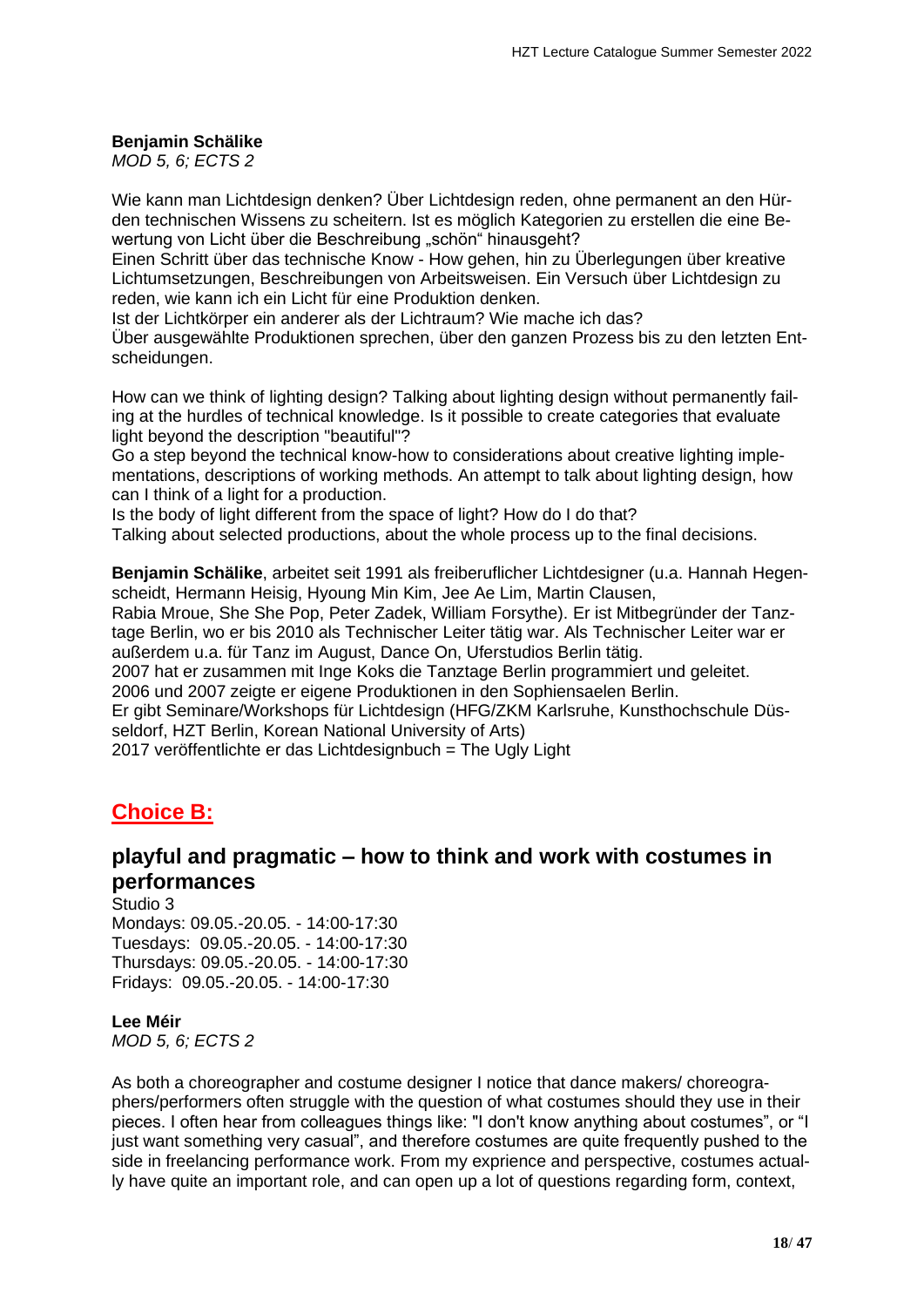**Benjamin Schälike**
*MOD 5, 6; ECTS 2*

Wie kann man Lichtdesign denken? Über Lichtdesign reden, ohne permanent an den Hürden technischen Wissens zu scheitern. Ist es möglich Kategorien zu erstellen die eine Bewertung von Licht über die Beschreibung „schön“ hinausgeht?
Einen Schritt über das technische Know - How gehen, hin zu Überlegungen über kreative Lichtumsetzungen, Beschreibungen von Arbeitsweisen. Ein Versuch über Lichtdesign zu reden, wie kann ich ein Licht für eine Produktion denken.
Ist der Lichtkörper ein anderer als der Lichtraum? Wie mache ich das?
Über ausgewählte Produktionen sprechen, über den ganzen Prozess bis zu den letzten Entscheidungen.

How can we think of lighting design? Talking about lighting design without permanently failing at the hurdles of technical knowledge. Is it possible to create categories that evaluate light beyond the description "beautiful"?
Go a step beyond the technical know-how to considerations about creative lighting implementations, descriptions of working methods. An attempt to talk about lighting design, how can I think of a light for a production.
Is the body of light different from the space of light? How do I do that?
Talking about selected productions, about the whole process up to the final decisions.

**Benjamin Schälike**, arbeitet seit 1991 als freiberuflicher Lichtdesigner (u.a. Hannah Hegenscheidt, Hermann Heisig, Hyoung Min Kim, Jee Ae Lim, Martin Clausen,
Rabia Mroue, She She Pop, Peter Zadek, William Forsythe). Er ist Mitbegründer der Tanztage Berlin, wo er bis 2010 als Technischer Leiter tätig war. Als Technischer Leiter war er außerdem u.a. für Tanz im August, Dance On, Uferstudios Berlin tätig.
2007 hat er zusammen mit Inge Koks die Tanztage Berlin programmiert und geleitet.
2006 und 2007 zeigte er eigene Produktionen in den Sophiensaelen Berlin.
Er gibt Seminare/Workshops für Lichtdesign (HFG/ZKM Karlsruhe, Kunsthochschule Düsseldorf, HZT Berlin, Korean National University of Arts)
2017 veröffentlichte er das Lichtdesignbuch = The Ugly Light

## Choice B:

## playful and pragmatic – how to think and work with costumes in performances

Studio 3
Mondays: 09.05.-20.05. - 14:00-17:30
Tuesdays: 09.05.-20.05. - 14:00-17:30
Thursdays: 09.05.-20.05. - 14:00-17:30
Fridays: 09.05.-20.05. - 14:00-17:30

**Lee Méir**
*MOD 5, 6; ECTS 2*

As both a choreographer and costume designer I notice that dance makers/ choreographers/performers often struggle with the question of what costumes should they use in their pieces. I often hear from colleagues things like: "I don't know anything about costumes", or "I just want something very casual", and therefore costumes are quite frequently pushed to the side in freelancing performance work. From my exprience and perspective, costumes actually have quite an important role, and can open up a lot of questions regarding form, context,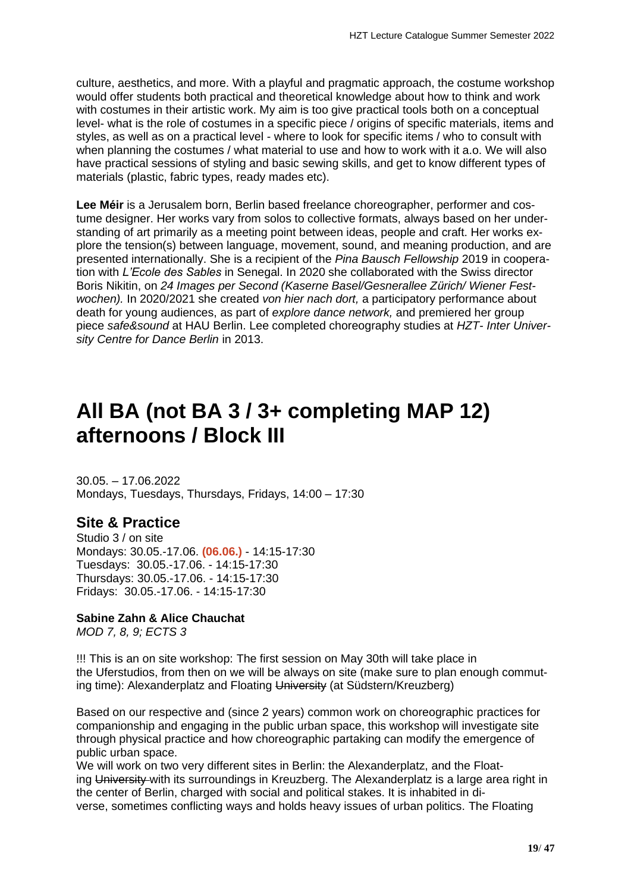culture, aesthetics, and more. With a playful and pragmatic approach, the costume workshop would offer students both practical and theoretical knowledge about how to think and work with costumes in their artistic work. My aim is too give practical tools both on a conceptual level- what is the role of costumes in a specific piece / origins of specific materials, items and styles, as well as on a practical level - where to look for specific items / who to consult with when planning the costumes / what material to use and how to work with it a.o. We will also have practical sessions of styling and basic sewing skills, and get to know different types of materials (plastic, fabric types, ready mades etc).

**Lee Méir** is a Jerusalem born, Berlin based freelance choreographer, performer and costume designer. Her works vary from solos to collective formats, always based on her understanding of art primarily as a meeting point between ideas, people and craft. Her works explore the tension(s) between language, movement, sound, and meaning production, and are presented internationally. She is a recipient of the *Pina Bausch Fellowship* 2019 in cooperation with *L'Ecole des Sables* in Senegal. In 2020 she collaborated with the Swiss director Boris Nikitin, on *24 Images per Second (Kaserne Basel/Gesnerallee Zürich/ Wiener Festwochen).* In 2020/2021 she created *von hier nach dort,* a participatory performance about death for young audiences, as part of *explore dance network,* and premiered her group piece *safe&sound* at HAU Berlin. Lee completed choreography studies at *HZT- Inter University Centre for Dance Berlin* in 2013.

# All BA (not BA 3 / 3+ completing MAP 12) afternoons / Block III

30.05. – 17.06.2022
Mondays, Tuesdays, Thursdays, Fridays, 14:00 – 17:30

## Site & Practice

Studio 3 / on site
Mondays: 30.05.-17.06. **(06.06.)** - 14:15-17:30
Tuesdays: 30.05.-17.06. - 14:15-17:30
Thursdays: 30.05.-17.06. - 14:15-17:30
Fridays: 30.05.-17.06. - 14:15-17:30

**Sabine Zahn & Alice Chauchat**
*MOD 7, 8, 9; ECTS 3*

!!! This is an on site workshop: The first session on May 30th will take place in the Uferstudios, from then on we will be always on site (make sure to plan enough commuting time): Alexanderplatz and Floating ~~University~~ (at Südstern/Kreuzberg)

Based on our respective and (since 2 years) common work on choreographic practices for companionship and engaging in the public urban space, this workshop will investigate site through physical practice and how choreographic partaking can modify the emergence of public urban space.
We will work on two very different sites in Berlin: the Alexanderplatz, and the Floating ~~University~~ with its surroundings in Kreuzberg. The Alexanderplatz is a large area right in the center of Berlin, charged with social and political stakes. It is inhabited in diverse, sometimes conflicting ways and holds heavy issues of urban politics. The Floating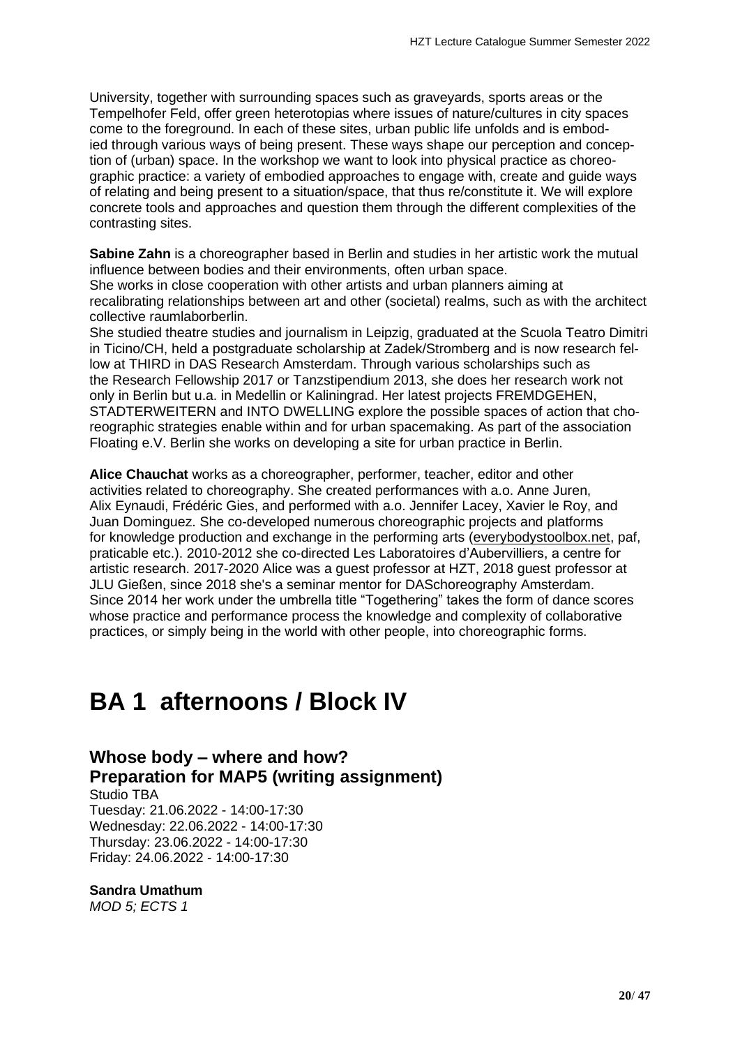University, together with surrounding spaces such as graveyards, sports areas or the Tempelhofer Feld, offer green heterotopias where issues of nature/cultures in city spaces come to the foreground. In each of these sites, urban public life unfolds and is embodied through various ways of being present. These ways shape our perception and conception of (urban) space. In the workshop we want to look into physical practice as choreographic practice: a variety of embodied approaches to engage with, create and guide ways of relating and being present to a situation/space, that thus re/constitute it. We will explore concrete tools and approaches and question them through the different complexities of the contrasting sites.

**Sabine Zahn** is a choreographer based in Berlin and studies in her artistic work the mutual influence between bodies and their environments, often urban space.
She works in close cooperation with other artists and urban planners aiming at recalibrating relationships between art and other (societal) realms, such as with the architect collective raumlaborberlin.
She studied theatre studies and journalism in Leipzig, graduated at the Scuola Teatro Dimitri in Ticino/CH, held a postgraduate scholarship at Zadek/Stromberg and is now research fellow at THIRD in DAS Research Amsterdam. Through various scholarships such as the Research Fellowship 2017 or Tanzstipendium 2013, she does her research work not only in Berlin but u.a. in Medellin or Kaliningrad. Her latest projects FREMDGEHEN, STADTERWEITERN and INTO DWELLING explore the possible spaces of action that choreographic strategies enable within and for urban spacemaking. As part of the association Floating e.V. Berlin she works on developing a site for urban practice in Berlin.

**Alice Chauchat** works as a choreographer, performer, teacher, editor and other activities related to choreography. She created performances with a.o. Anne Juren, Alix Eynaudi, Frédéric Gies, and performed with a.o. Jennifer Lacey, Xavier le Roy, and Juan Dominguez. She co-developed numerous choreographic projects and platforms for knowledge production and exchange in the performing arts (everybodystoolbox.net, paf, praticable etc.). 2010-2012 she co-directed Les Laboratoires d'Aubervilliers, a centre for artistic research. 2017-2020 Alice was a guest professor at HZT, 2018 guest professor at JLU Gießen, since 2018 she's a seminar mentor for DASchoreography Amsterdam. Since 2014 her work under the umbrella title "Togethering" takes the form of dance scores whose practice and performance process the knowledge and complexity of collaborative practices, or simply being in the world with other people, into choreographic forms.

# BA 1 afternoons / Block IV

## Whose body – where and how? Preparation for MAP5 (writing assignment)

Studio TBA
Tuesday: 21.06.2022 - 14:00-17:30
Wednesday: 22.06.2022 - 14:00-17:30
Thursday: 23.06.2022 - 14:00-17:30
Friday: 24.06.2022 - 14:00-17:30

**Sandra Umathum**
*MOD 5; ECTS 1*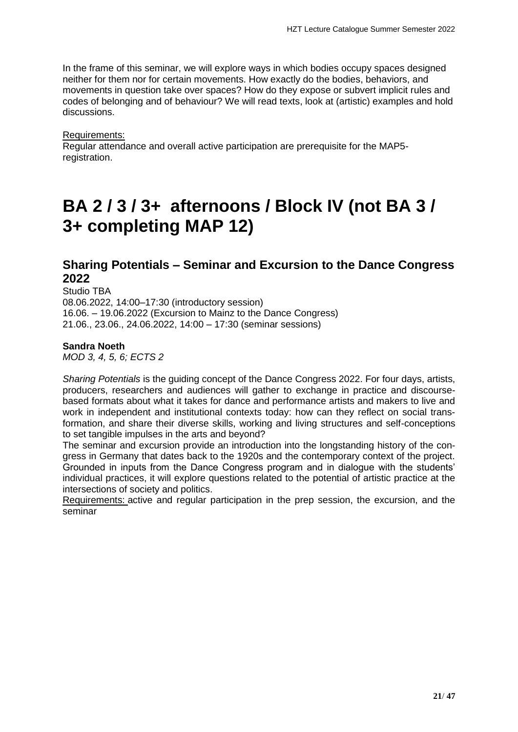In the frame of this seminar, we will explore ways in which bodies occupy spaces designed neither for them nor for certain movements. How exactly do the bodies, behaviors, and movements in question take over spaces? How do they expose or subvert implicit rules and codes of belonging and of behaviour? We will read texts, look at (artistic) examples and hold discussions.

Requirements:
Regular attendance and overall active participation are prerequisite for the MAP5-registration.

# BA 2 / 3 / 3+ afternoons / Block IV (not BA 3 / 3+ completing MAP 12)

## Sharing Potentials – Seminar and Excursion to the Dance Congress 2022

Studio TBA
08.06.2022, 14:00–17:30 (introductory session)
16.06. – 19.06.2022 (Excursion to Mainz to the Dance Congress)
21.06., 23.06., 24.06.2022, 14:00 – 17:30 (seminar sessions)

**Sandra Noeth**
*MOD 3, 4, 5, 6; ECTS 2*

*Sharing Potentials* is the guiding concept of the Dance Congress 2022. For four days, artists, producers, researchers and audiences will gather to exchange in practice and discourse-based formats about what it takes for dance and performance artists and makers to live and work in independent and institutional contexts today: how can they reflect on social transformation, and share their diverse skills, working and living structures and self-conceptions to set tangible impulses in the arts and beyond?
The seminar and excursion provide an introduction into the longstanding history of the congress in Germany that dates back to the 1920s and the contemporary context of the project. Grounded in inputs from the Dance Congress program and in dialogue with the students' individual practices, it will explore questions related to the potential of artistic practice at the intersections of society and politics.
Requirements: active and regular participation in the prep session, the excursion, and the seminar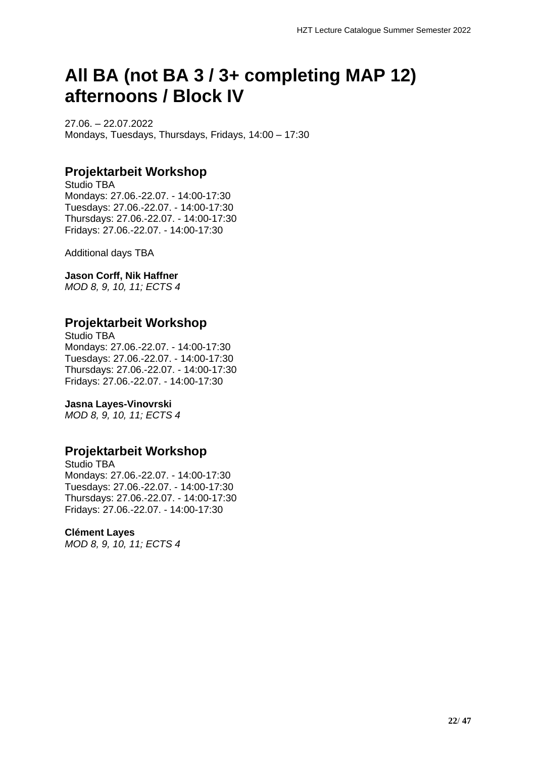# All BA (not BA 3 / 3+ completing MAP 12) afternoons / Block IV

27.06. – 22.07.2022
Mondays, Tuesdays, Thursdays, Fridays, 14:00 – 17:30

## Projektarbeit Workshop

Studio TBA
Mondays: 27.06.-22.07. - 14:00-17:30
Tuesdays: 27.06.-22.07. - 14:00-17:30
Thursdays: 27.06.-22.07. - 14:00-17:30
Fridays: 27.06.-22.07. - 14:00-17:30

Additional days TBA

**Jason Corff, Nik Haffner**
*MOD 8, 9, 10, 11; ECTS 4*

## Projektarbeit Workshop

Studio TBA
Mondays: 27.06.-22.07. - 14:00-17:30
Tuesdays: 27.06.-22.07. - 14:00-17:30
Thursdays: 27.06.-22.07. - 14:00-17:30
Fridays: 27.06.-22.07. - 14:00-17:30

**Jasna Layes-Vinovrski**
*MOD 8, 9, 10, 11; ECTS 4*

## Projektarbeit Workshop

Studio TBA
Mondays: 27.06.-22.07. - 14:00-17:30
Tuesdays: 27.06.-22.07. - 14:00-17:30
Thursdays: 27.06.-22.07. - 14:00-17:30
Fridays: 27.06.-22.07. - 14:00-17:30

**Clément Layes**
*MOD 8, 9, 10, 11; ECTS 4*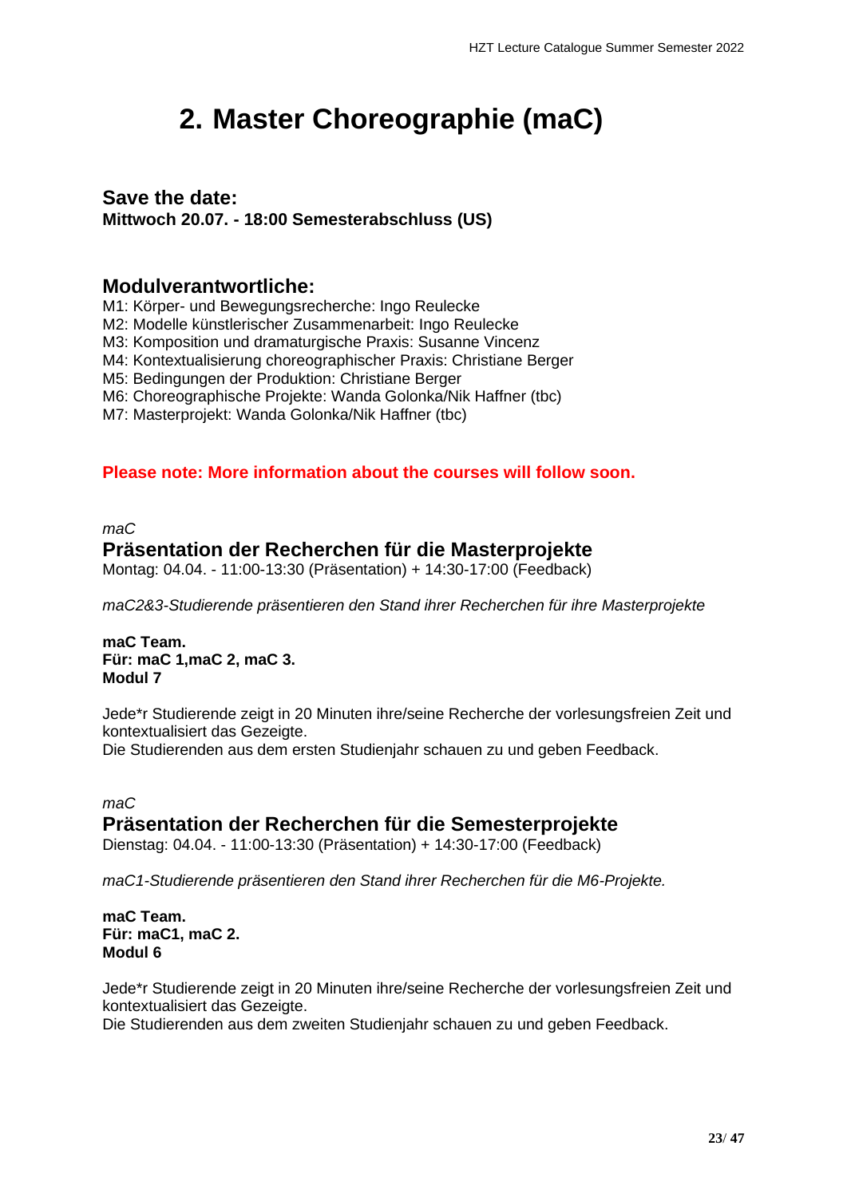# 2. Master Choreographie (maC)

## Save the date:

**Mittwoch 20.07. - 18:00 Semesterabschluss (US)**

## Modulverantwortliche:

M1: Körper- und Bewegungsrecherche: Ingo Reulecke
M2: Modelle künstlerischer Zusammenarbeit: Ingo Reulecke
M3: Komposition und dramaturgische Praxis: Susanne Vincenz
M4: Kontextualisierung choreographischer Praxis: Christiane Berger
M5: Bedingungen der Produktion: Christiane Berger
M6: Choreographische Projekte: Wanda Golonka/Nik Haffner (tbc)
M7: Masterprojekt: Wanda Golonka/Nik Haffner (tbc)

**Please note: More information about the courses will follow soon.**

*maC*

### Präsentation der Recherchen für die Masterprojekte

Montag: 04.04. - 11:00-13:30 (Präsentation) + 14:30-17:00 (Feedback)

*maC2&3-Studierende präsentieren den Stand ihrer Recherchen für ihre Masterprojekte*

**maC Team.**
**Für: maC 1,maC 2, maC 3.**
**Modul 7**

Jede*r Studierende zeigt in 20 Minuten ihre/seine Recherche der vorlesungsfreien Zeit und kontextualisiert das Gezeigte.
Die Studierenden aus dem ersten Studienjahr schauen zu und geben Feedback.

*maC*

### Präsentation der Recherchen für die Semesterprojekte

Dienstag: 04.04. - 11:00-13:30 (Präsentation) + 14:30-17:00 (Feedback)

*maC1-Studierende präsentieren den Stand ihrer Recherchen für die M6-Projekte.*

**maC Team.**
**Für: maC1, maC 2.**
**Modul 6**

Jede*r Studierende zeigt in 20 Minuten ihre/seine Recherche der vorlesungsfreien Zeit und kontextualisiert das Gezeigte.
Die Studierenden aus dem zweiten Studienjahr schauen zu und geben Feedback.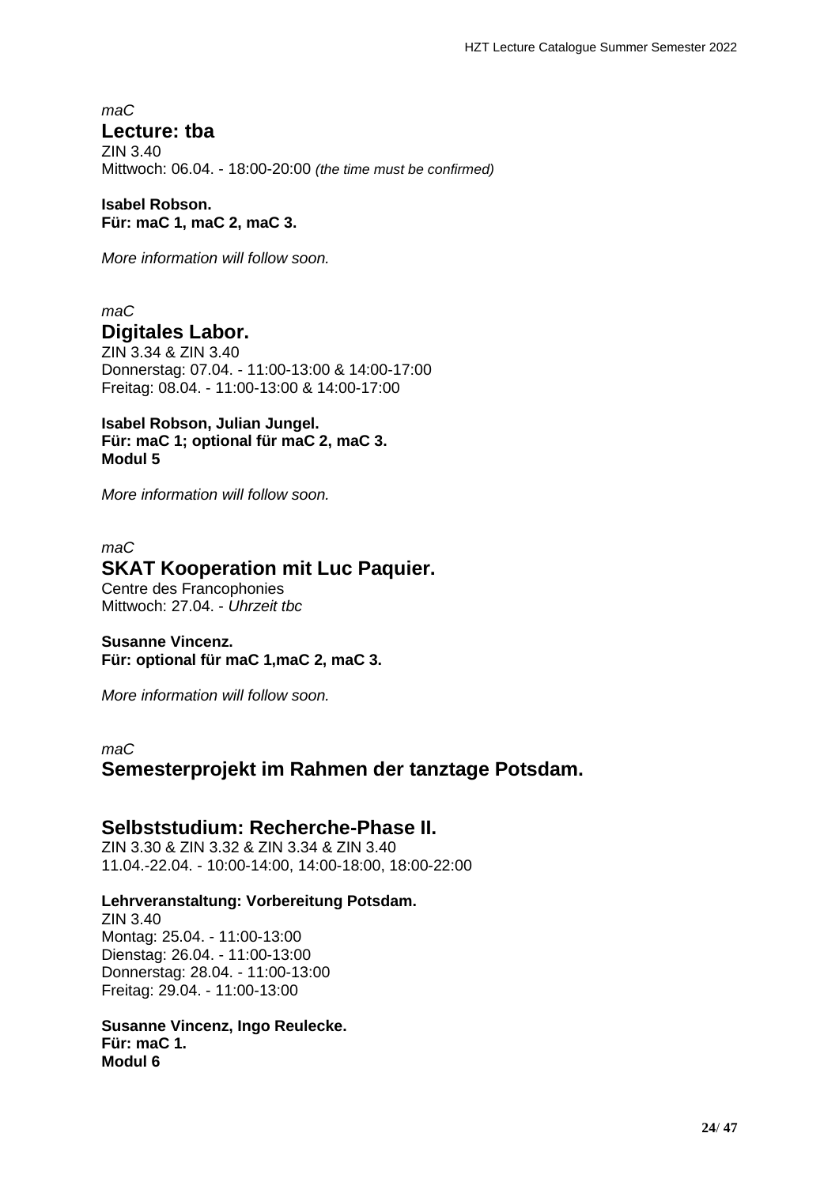*maC*

## Lecture: tba

ZIN 3.40
Mittwoch: 06.04. - 18:00-20:00 *(the time must be confirmed)*

**Isabel Robson.**
**Für: maC 1, maC 2, maC 3.**

*More information will follow soon.*

*maC*

## Digitales Labor.

ZIN 3.34 & ZIN 3.40
Donnerstag: 07.04. - 11:00-13:00 & 14:00-17:00
Freitag: 08.04. - 11:00-13:00 & 14:00-17:00

**Isabel Robson, Julian Jungel.**
**Für: maC 1; optional für maC 2, maC 3.**
**Modul 5**

*More information will follow soon.*

*maC*

## SKAT Kooperation mit Luc Paquier.

Centre des Francophonies
Mittwoch: 27.04. - *Uhrzeit tbc*

**Susanne Vincenz.**
**Für: optional für maC 1,maC 2, maC 3.**

*More information will follow soon.*

*maC*

## Semesterprojekt im Rahmen der tanztage Potsdam.

## Selbststudium: Recherche-Phase II.

ZIN 3.30 & ZIN 3.32 & ZIN 3.34 & ZIN 3.40
11.04.-22.04. - 10:00-14:00, 14:00-18:00, 18:00-22:00

### Lehrveranstaltung: Vorbereitung Potsdam.

ZIN 3.40
Montag: 25.04. - 11:00-13:00
Dienstag: 26.04. - 11:00-13:00
Donnerstag: 28.04. - 11:00-13:00
Freitag: 29.04. - 11:00-13:00

**Susanne Vincenz, Ingo Reulecke.**
**Für: maC 1.**
**Modul 6**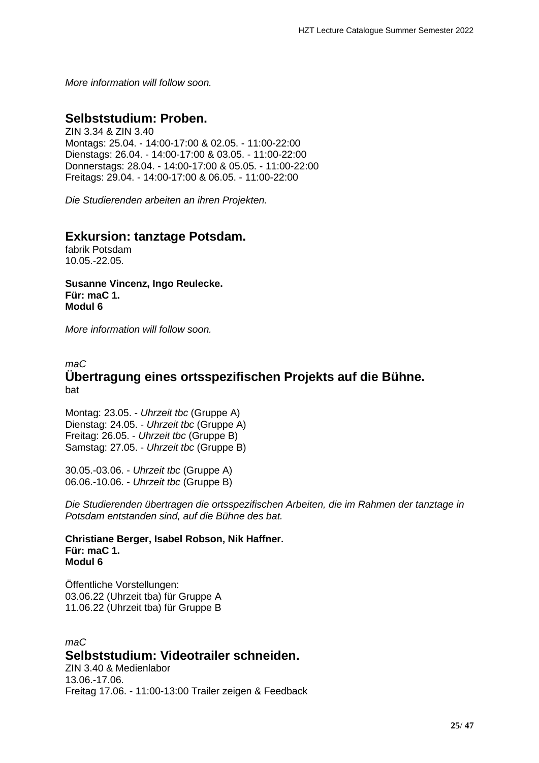*More information will follow soon.*

## Selbststudium: Proben.

ZIN 3.34 & ZIN 3.40
Montags: 25.04. - 14:00-17:00 & 02.05. - 11:00-22:00
Dienstags: 26.04. - 14:00-17:00 & 03.05. - 11:00-22:00
Donnerstags: 28.04. - 14:00-17:00 & 05.05. - 11:00-22:00
Freitags: 29.04. - 14:00-17:00 & 06.05. - 11:00-22:00

*Die Studierenden arbeiten an ihren Projekten.*

## Exkursion: tanztage Potsdam.

fabrik Potsdam
10.05.-22.05.

**Susanne Vincenz, Ingo Reulecke.**
**Für: maC 1.**
**Modul 6**

*More information will follow soon.*

*maC*

## Übertragung eines ortsspezifischen Projekts auf die Bühne.

bat

Montag: 23.05. - *Uhrzeit tbc* (Gruppe A)
Dienstag: 24.05. - *Uhrzeit tbc* (Gruppe A)
Freitag: 26.05. - *Uhrzeit tbc* (Gruppe B)
Samstag: 27.05. - *Uhrzeit tbc* (Gruppe B)

30.05.-03.06. - *Uhrzeit tbc* (Gruppe A)
06.06.-10.06. - *Uhrzeit tbc* (Gruppe B)

*Die Studierenden übertragen die ortsspezifischen Arbeiten, die im Rahmen der tanztage in Potsdam entstanden sind, auf die Bühne des bat.*

**Christiane Berger, Isabel Robson, Nik Haffner.**
**Für: maC 1.**
**Modul 6**

Öffentliche Vorstellungen:
03.06.22 (Uhrzeit tba) für Gruppe A
11.06.22 (Uhrzeit tba) für Gruppe B

*maC*

## Selbststudium: Videotrailer schneiden.

ZIN 3.40 & Medienlabor
13.06.-17.06.
Freitag 17.06. - 11:00-13:00 Trailer zeigen & Feedback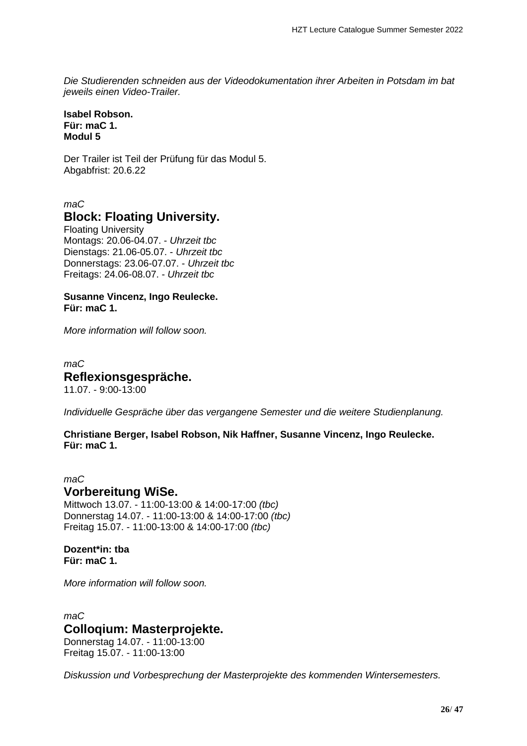*Die Studierenden schneiden aus der Videodokumentation ihrer Arbeiten in Potsdam im bat jeweils einen Video-Trailer.*

**Isabel Robson.**
**Für: maC 1.**
**Modul 5**

Der Trailer ist Teil der Prüfung für das Modul 5.
Abgabfrist: 20.6.22

*maC*

## Block: Floating University.

Floating University
Montags: 20.06-04.07. - *Uhrzeit tbc*
Dienstags: 21.06-05.07. - *Uhrzeit tbc*
Donnerstags: 23.06-07.07. - *Uhrzeit tbc*
Freitags: 24.06-08.07. - *Uhrzeit tbc*

**Susanne Vincenz, Ingo Reulecke.**
**Für: maC 1.**

*More information will follow soon.*

*maC*

## Reflexionsgespräche.

11.07. - 9:00-13:00

*Individuelle Gespräche über das vergangene Semester und die weitere Studienplanung.*

**Christiane Berger, Isabel Robson, Nik Haffner, Susanne Vincenz, Ingo Reulecke.**
**Für: maC 1.**

*maC*

## Vorbereitung WiSe.

Mittwoch 13.07. - 11:00-13:00 & 14:00-17:00 *(tbc)*
Donnerstag 14.07. - 11:00-13:00 & 14:00-17:00 *(tbc)*
Freitag 15.07. - 11:00-13:00 & 14:00-17:00 *(tbc)*

**Dozent*in: tba**
**Für: maC 1.**

*More information will follow soon.*

*maC*

## Colloqium: Masterprojekte.

Donnerstag 14.07. - 11:00-13:00
Freitag 15.07. - 11:00-13:00

*Diskussion und Vorbesprechung der Masterprojekte des kommenden Wintersemesters.*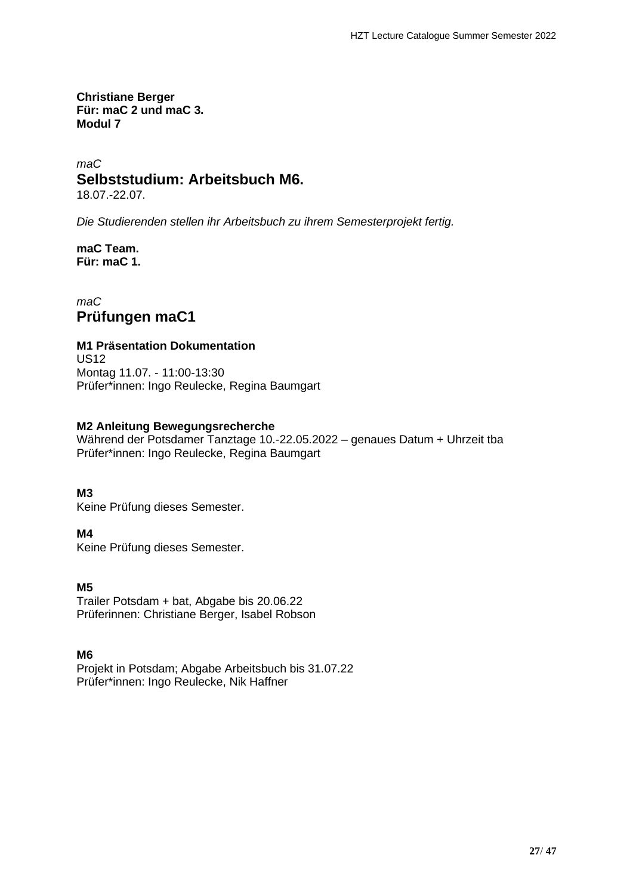**Christiane Berger**
**Für: maC 2 und maC 3.**
**Modul 7**

*maC*

## Selbststudium: Arbeitsbuch M6.

18.07.-22.07.

*Die Studierenden stellen ihr Arbeitsbuch zu ihrem Semesterprojekt fertig.*

**maC Team.**
**Für: maC 1.**

*maC*

## Prüfungen maC1

**M1 Präsentation Dokumentation**
US12
Montag 11.07. - 11:00-13:30
Prüfer*innen: Ingo Reulecke, Regina Baumgart

**M2 Anleitung Bewegungsrecherche**
Während der Potsdamer Tanztage 10.-22.05.2022 – genaues Datum + Uhrzeit tba
Prüfer*innen: Ingo Reulecke, Regina Baumgart

**M3**
Keine Prüfung dieses Semester.

**M4**
Keine Prüfung dieses Semester.

**M5**
Trailer Potsdam + bat, Abgabe bis 20.06.22
Prüferinnen: Christiane Berger, Isabel Robson

**M6**
Projekt in Potsdam; Abgabe Arbeitsbuch bis 31.07.22
Prüfer*innen: Ingo Reulecke, Nik Haffner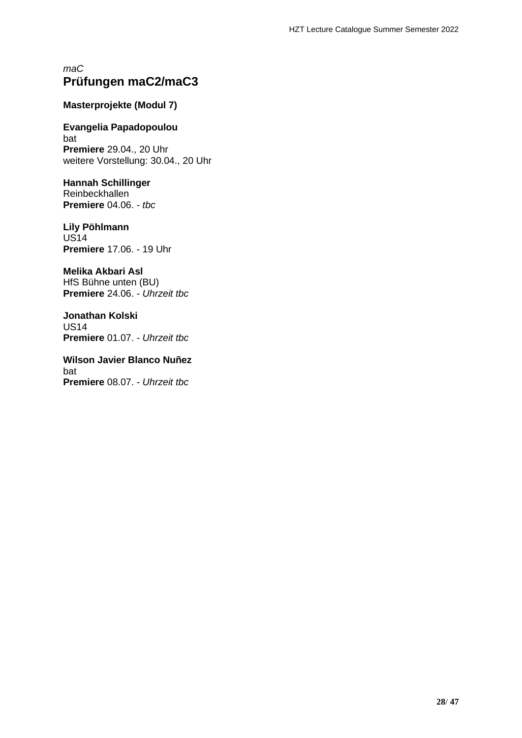*maC*

# Prüfungen maC2/maC3

**Masterprojekte (Modul 7)**

**Evangelia Papadopoulou**
bat
**Premiere** 29.04., 20 Uhr
weitere Vorstellung: 30.04., 20 Uhr

**Hannah Schillinger**
Reinbeckhallen
**Premiere** 04.06. - *tbc*

**Lily Pöhlmann**
US14
**Premiere** 17.06. - 19 Uhr

**Melika Akbari Asl**
HfS Bühne unten (BU)
**Premiere** 24.06. - *Uhrzeit tbc*

**Jonathan Kolski**
US14
**Premiere** 01.07. - *Uhrzeit tbc*

**Wilson Javier Blanco Nuñez**
bat
**Premiere** 08.07. - *Uhrzeit tbc*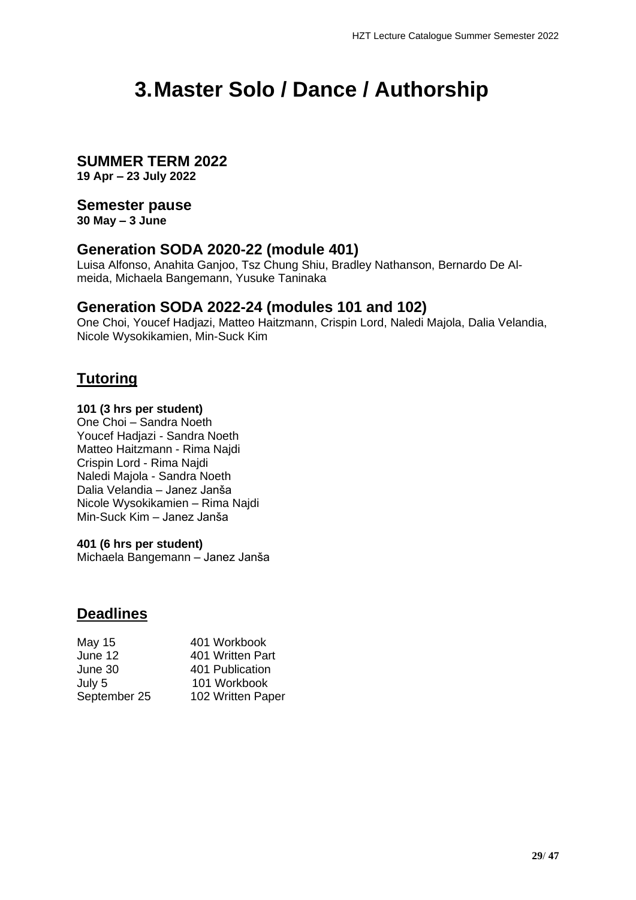# 3. Master Solo / Dance / Authorship

## SUMMER TERM 2022

**19 Apr – 23 July 2022**

## Semester pause

**30 May – 3 June**

## Generation SODA 2020-22 (module 401)

Luisa Alfonso, Anahita Ganjoo, Tsz Chung Shiu, Bradley Nathanson, Bernardo De Almeida, Michaela Bangemann, Yusuke Taninaka

## Generation SODA 2022-24 (modules 101 and 102)

One Choi, Youcef Hadjazi, Matteo Haitzmann, Crispin Lord, Naledi Majola, Dalia Velandia, Nicole Wysokikamien, Min-Suck Kim

## Tutoring

**101 (3 hrs per student)**

One Choi – Sandra Noeth
Youcef Hadjazi - Sandra Noeth
Matteo Haitzmann - Rima Najdi
Crispin Lord - Rima Najdi
Naledi Majola - Sandra Noeth
Dalia Velandia – Janez Janša
Nicole Wysokikamien – Rima Najdi
Min-Suck Kim – Janez Janša

**401 (6 hrs per student)**

Michaela Bangemann – Janez Janša

## Deadlines

| | |
|---|---|
| May 15 | 401 Workbook |
| June 12 | 401 Written Part |
| June 30 | 401 Publication |
| July 5 | 101 Workbook |
| September 25 | 102 Written Paper |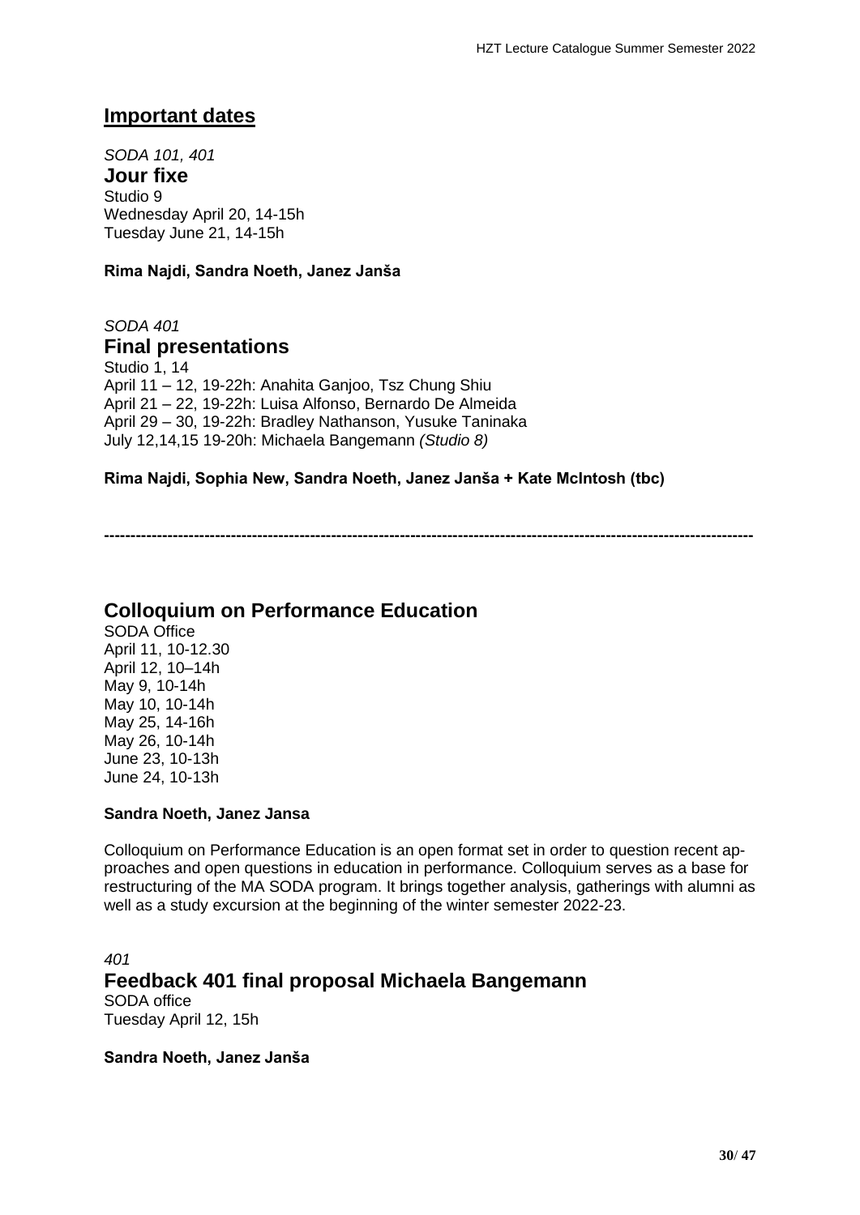## Important dates

*SODA 101, 401*

### Jour fixe

Studio 9
Wednesday April 20, 14-15h
Tuesday June 21, 14-15h

**Rima Najdi, Sandra Noeth, Janez Janša**

*SODA 401*

### Final presentations

Studio 1, 14
April 11 – 12, 19-22h: Anahita Ganjoo, Tsz Chung Shiu
April 21 – 22, 19-22h: Luisa Alfonso, Bernardo De Almeida
April 29 – 30, 19-22h: Bradley Nathanson, Yusuke Taninaka
July 12,14,15 19-20h: Michaela Bangemann *(Studio 8)*

**Rima Najdi, Sophia New, Sandra Noeth, Janez Janša + Kate McIntosh (tbc)**

---

### Colloquium on Performance Education

SODA Office
April 11, 10-12.30
April 12, 10–14h
May 9, 10-14h
May 10, 10-14h
May 25, 14-16h
May 26, 10-14h
June 23, 10-13h
June 24, 10-13h

**Sandra Noeth, Janez Jansa**

Colloquium on Performance Education is an open format set in order to question recent approaches and open questions in education in performance. Colloquium serves as a base for restructuring of the MA SODA program. It brings together analysis, gatherings with alumni as well as a study excursion at the beginning of the winter semester 2022-23.

*401*

### Feedback 401 final proposal Michaela Bangemann

SODA office
Tuesday April 12, 15h

**Sandra Noeth, Janez Janša**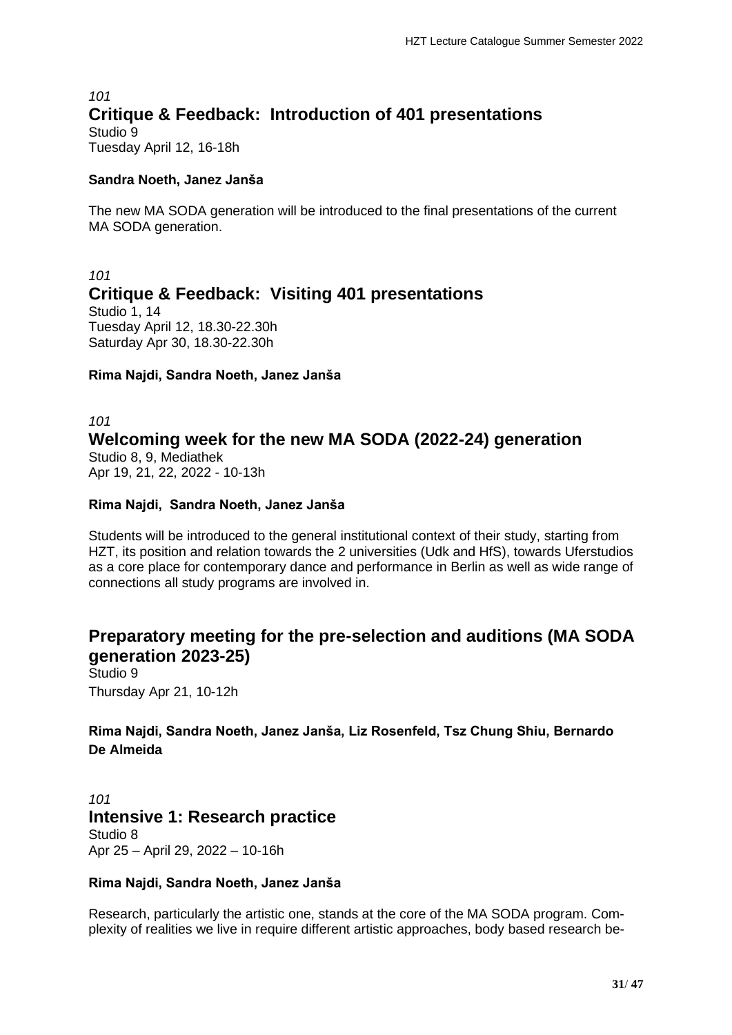*101*

## Critique & Feedback:  Introduction of 401 presentations

Studio 9
Tuesday April 12, 16-18h

**Sandra Noeth, Janez Janša**

The new MA SODA generation will be introduced to the final presentations of the current MA SODA generation.

*101*

## Critique & Feedback:  Visiting 401 presentations

Studio 1, 14
Tuesday April 12, 18.30-22.30h
Saturday Apr 30, 18.30-22.30h

**Rima Najdi, Sandra Noeth, Janez Janša**

*101*

## Welcoming week for the new MA SODA (2022-24) generation

Studio 8, 9, Mediathek
Apr 19, 21, 22, 2022 - 10-13h

**Rima Najdi,  Sandra Noeth, Janez Janša**

Students will be introduced to the general institutional context of their study, starting from HZT, its position and relation towards the 2 universities (Udk and HfS), towards Uferstudios as a core place for contemporary dance and performance in Berlin as well as wide range of connections all study programs are involved in.

## Preparatory meeting for the pre-selection and auditions (MA SODA generation 2023-25)

Studio 9
Thursday Apr 21, 10-12h

**Rima Najdi, Sandra Noeth, Janez Janša, Liz Rosenfeld, Tsz Chung Shiu, Bernardo De Almeida**

*101*

## Intensive 1: Research practice

Studio 8
Apr 25 – April 29, 2022 – 10-16h

**Rima Najdi, Sandra Noeth, Janez Janša**

Research, particularly the artistic one, stands at the core of the MA SODA program. Complexity of realities we live in require different artistic approaches, body based research be-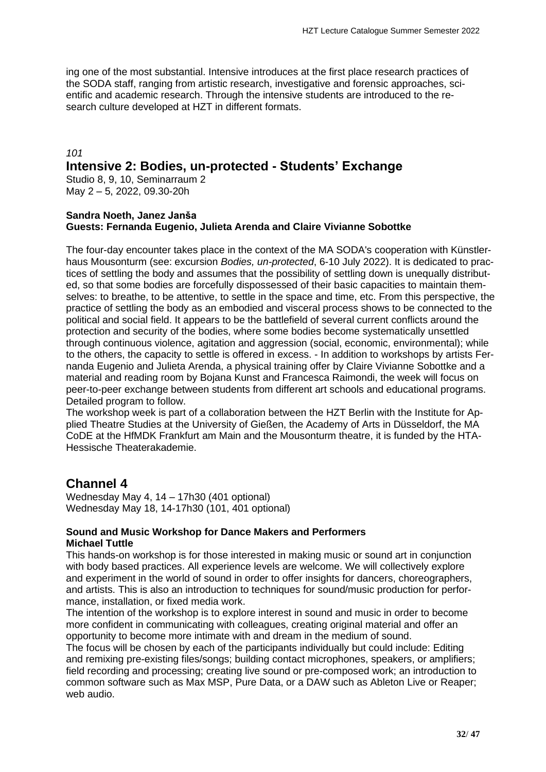ing one of the most substantial. Intensive introduces at the first place research practices of the SODA staff, ranging from artistic research, investigative and forensic approaches, scientific and academic research. Through the intensive students are introduced to the research culture developed at HZT in different formats.

*101*

## Intensive 2: Bodies, un-protected - Students' Exchange

Studio 8, 9, 10, Seminarraum 2
May 2 – 5, 2022, 09.30-20h

**Sandra Noeth, Janez Janša**
**Guests: Fernanda Eugenio, Julieta Arenda and Claire Vivianne Sobottke**

The four-day encounter takes place in the context of the MA SODA's cooperation with Künstlerhaus Mousonturm (see: excursion *Bodies, un-protected*, 6-10 July 2022). It is dedicated to practices of settling the body and assumes that the possibility of settling down is unequally distributed, so that some bodies are forcefully dispossessed of their basic capacities to maintain themselves: to breathe, to be attentive, to settle in the space and time, etc. From this perspective, the practice of settling the body as an embodied and visceral process shows to be connected to the political and social field. It appears to be the battlefield of several current conflicts around the protection and security of the bodies, where some bodies become systematically unsettled through continuous violence, agitation and aggression (social, economic, environmental); while to the others, the capacity to settle is offered in excess. - In addition to workshops by artists Fernanda Eugenio and Julieta Arenda, a physical training offer by Claire Vivianne Sobottke and a material and reading room by Bojana Kunst and Francesca Raimondi, the week will focus on peer-to-peer exchange between students from different art schools and educational programs. Detailed program to follow.

The workshop week is part of a collaboration between the HZT Berlin with the Institute for Applied Theatre Studies at the University of Gießen, the Academy of Arts in Düsseldorf, the MA CoDE at the HfMDK Frankfurt am Main and the Mousonturm theatre, it is funded by the HTA-Hessische Theaterakademie.

# Channel 4

Wednesday May 4, 14 – 17h30 (401 optional)
Wednesday May 18, 14-17h30 (101, 401 optional)

**Sound and Music Workshop for Dance Makers and Performers**
**Michael Tuttle**

This hands-on workshop is for those interested in making music or sound art in conjunction with body based practices. All experience levels are welcome. We will collectively explore and experiment in the world of sound in order to offer insights for dancers, choreographers, and artists. This is also an introduction to techniques for sound/music production for performance, installation, or fixed media work.

The intention of the workshop is to explore interest in sound and music in order to become more confident in communicating with colleagues, creating original material and offer an opportunity to become more intimate with and dream in the medium of sound.

The focus will be chosen by each of the participants individually but could include: Editing and remixing pre-existing files/songs; building contact microphones, speakers, or amplifiers; field recording and processing; creating live sound or pre-composed work; an introduction to common software such as Max MSP, Pure Data, or a DAW such as Ableton Live or Reaper; web audio.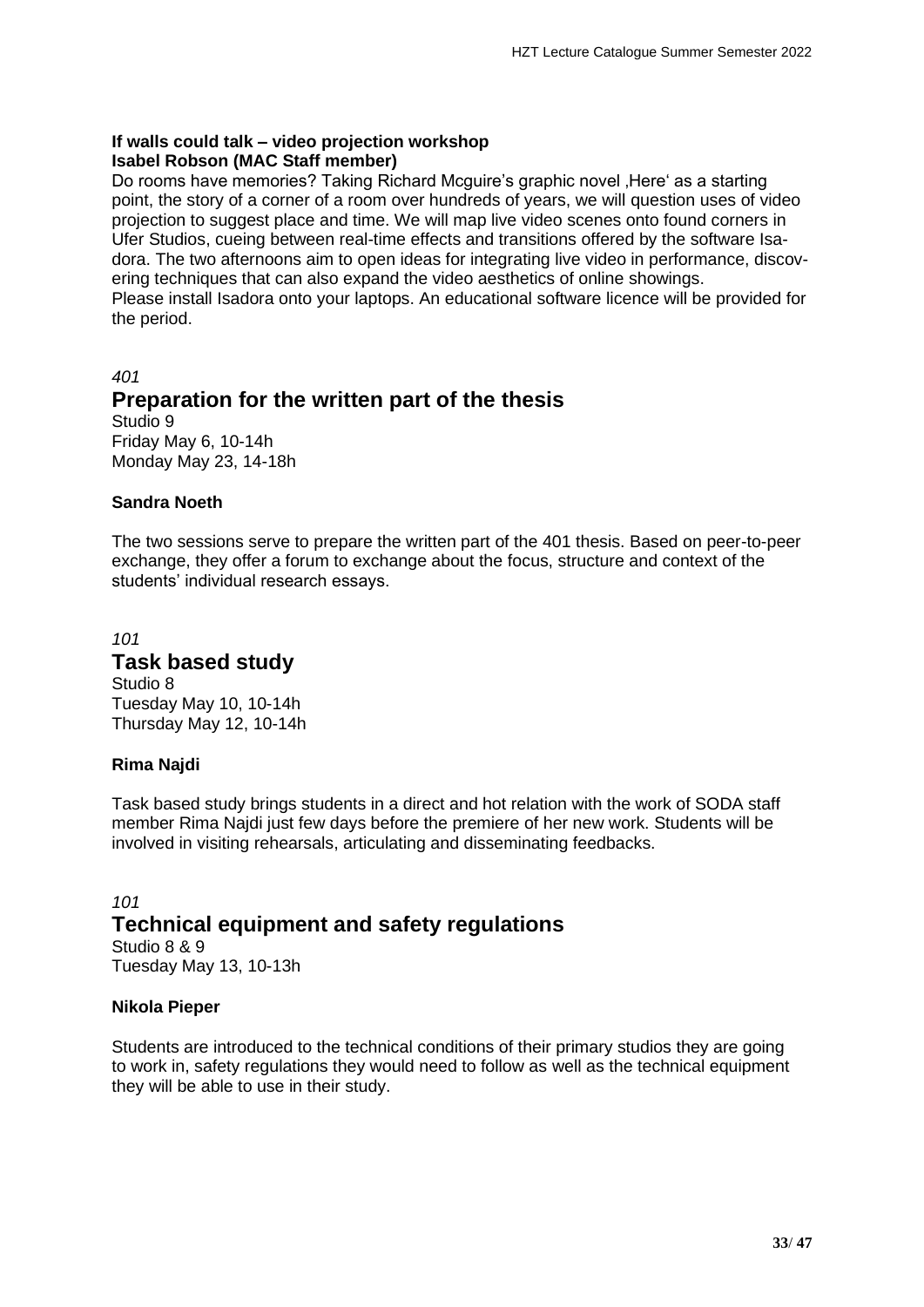**If walls could talk – video projection workshop**
**Isabel Robson (MAC Staff member)**

Do rooms have memories? Taking Richard Mcguire's graphic novel ‚Here' as a starting point, the story of a corner of a room over hundreds of years, we will question uses of video projection to suggest place and time. We will map live video scenes onto found corners in Ufer Studios, cueing between real-time effects and transitions offered by the software Isadora. The two afternoons aim to open ideas for integrating live video in performance, discovering techniques that can also expand the video aesthetics of online showings.
Please install Isadora onto your laptops. An educational software licence will be provided for the period.

*401*

## Preparation for the written part of the thesis

Studio 9
Friday May 6, 10-14h
Monday May 23, 14-18h

**Sandra Noeth**

The two sessions serve to prepare the written part of the 401 thesis. Based on peer-to-peer exchange, they offer a forum to exchange about the focus, structure and context of the students' individual research essays.

*101*

## Task based study

Studio 8
Tuesday May 10, 10-14h
Thursday May 12, 10-14h

**Rima Najdi**

Task based study brings students in a direct and hot relation with the work of SODA staff member Rima Najdi just few days before the premiere of her new work. Students will be involved in visiting rehearsals, articulating and disseminating feedbacks.

*101*

## Technical equipment and safety regulations

Studio 8 & 9
Tuesday May 13, 10-13h

**Nikola Pieper**

Students are introduced to the technical conditions of their primary studios they are going to work in, safety regulations they would need to follow as well as the technical equipment they will be able to use in their study.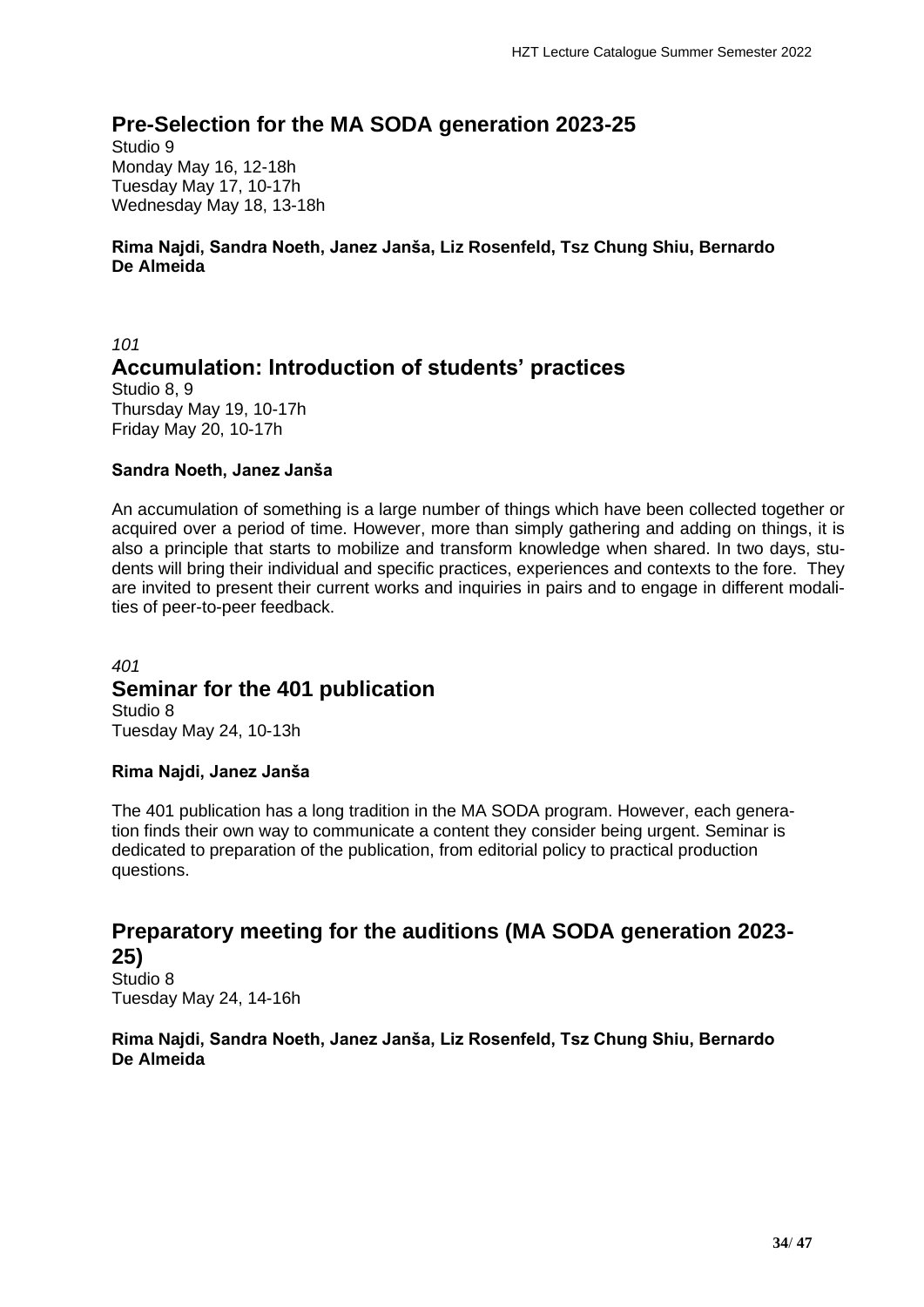## Pre-Selection for the MA SODA generation 2023-25

Studio 9
Monday May 16, 12-18h
Tuesday May 17, 10-17h
Wednesday May 18, 13-18h

**Rima Najdi, Sandra Noeth, Janez Janša, Liz Rosenfeld, Tsz Chung Shiu, Bernardo De Almeida**

*101*

## Accumulation: Introduction of students' practices

Studio 8, 9
Thursday May 19, 10-17h
Friday May 20, 10-17h

**Sandra Noeth, Janez Janša**

An accumulation of something is a large number of things which have been collected together or acquired over a period of time. However, more than simply gathering and adding on things, it is also a principle that starts to mobilize and transform knowledge when shared. In two days, students will bring their individual and specific practices, experiences and contexts to the fore. They are invited to present their current works and inquiries in pairs and to engage in different modalities of peer-to-peer feedback.

*401*

## Seminar for the 401 publication

Studio 8
Tuesday May 24, 10-13h

**Rima Najdi, Janez Janša**

The 401 publication has a long tradition in the MA SODA program. However, each generation finds their own way to communicate a content they consider being urgent. Seminar is dedicated to preparation of the publication, from editorial policy to practical production questions.

## Preparatory meeting for the auditions (MA SODA generation 2023-25)

Studio 8
Tuesday May 24, 14-16h

**Rima Najdi, Sandra Noeth, Janez Janša, Liz Rosenfeld, Tsz Chung Shiu, Bernardo De Almeida**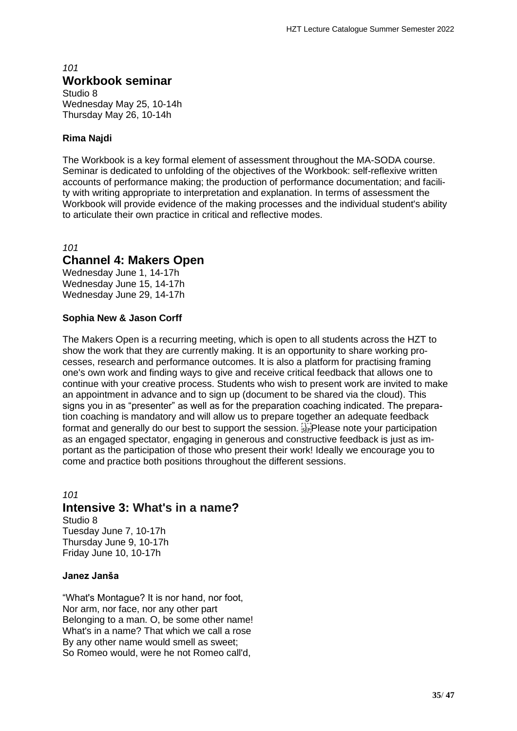*101*

## Workbook seminar

Studio 8
Wednesday May 25, 10-14h
Thursday May 26, 10-14h

**Rima Najdi**

The Workbook is a key formal element of assessment throughout the MA-SODA course. Seminar is dedicated to unfolding of the objectives of the Workbook: self-reflexive written accounts of performance making; the production of performance documentation; and facility with writing appropriate to interpretation and explanation. In terms of assessment the Workbook will provide evidence of the making processes and the individual student's ability to articulate their own practice in critical and reflective modes.

*101*

## Channel 4: Makers Open

Wednesday June 1, 14-17h
Wednesday June 15, 14-17h
Wednesday June 29, 14-17h

**Sophia New & Jason Corff**

The Makers Open is a recurring meeting, which is open to all students across the HZT to show the work that they are currently making. It is an opportunity to share working processes, research and performance outcomes. It is also a platform for practising framing one's own work and finding ways to give and receive critical feedback that allows one to continue with your creative process. Students who wish to present work are invited to make an appointment in advance and to sign up (document to be shared via the cloud). This signs you in as "presenter" as well as for the preparation coaching indicated. The preparation coaching is mandatory and will allow us to prepare together an adequate feedback format and generally do our best to support the session. Please note your participation as an engaged spectator, engaging in generous and constructive feedback is just as important as the participation of those who present their work! Ideally we encourage you to come and practice both positions throughout the different sessions.

*101*

## Intensive 3: What's in a name?

Studio 8
Tuesday June 7, 10-17h
Thursday June 9, 10-17h
Friday June 10, 10-17h

**Janez Janša**

"What's Montague? It is nor hand, nor foot,
Nor arm, nor face, nor any other part
Belonging to a man. O, be some other name!
What's in a name? That which we call a rose
By any other name would smell as sweet;
So Romeo would, were he not Romeo call'd,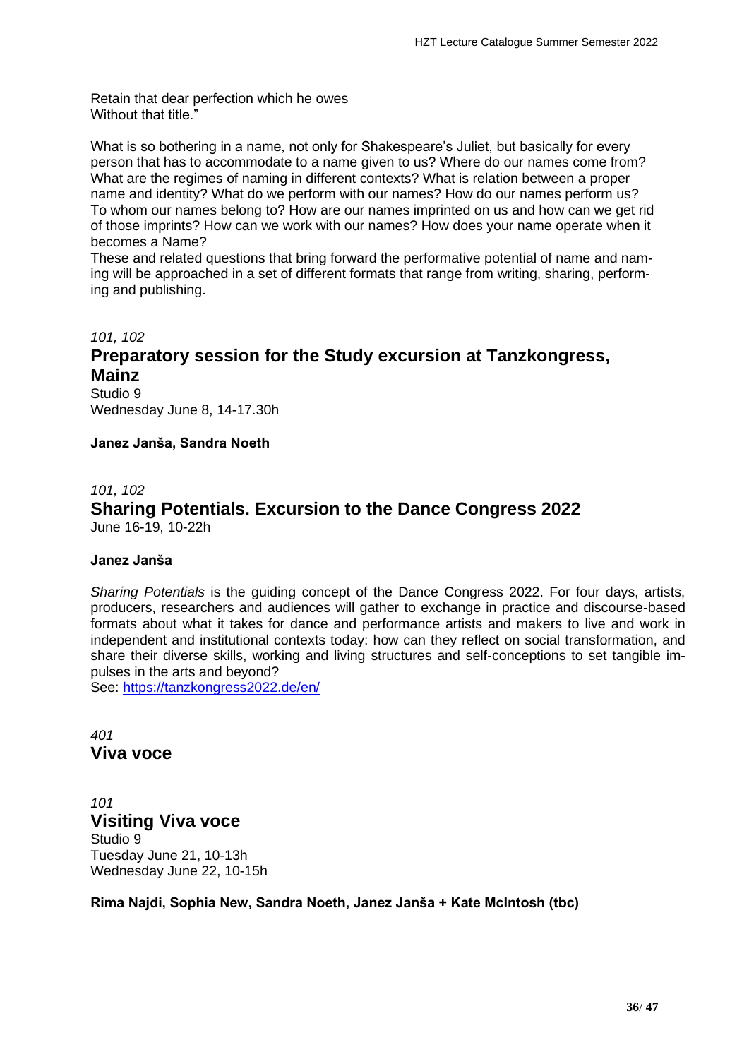Retain that dear perfection which he owes
Without that title."

What is so bothering in a name, not only for Shakespeare's Juliet, but basically for every person that has to accommodate to a name given to us? Where do our names come from? What are the regimes of naming in different contexts? What is relation between a proper name and identity? What do we perform with our names? How do our names perform us? To whom our names belong to? How are our names imprinted on us and how can we get rid of those imprints? How can we work with our names? How does your name operate when it becomes a Name?
These and related questions that bring forward the performative potential of name and naming will be approached in a set of different formats that range from writing, sharing, performing and publishing.

*101, 102*

## Preparatory session for the Study excursion at Tanzkongress, Mainz

Studio 9
Wednesday June 8, 14-17.30h

**Janez Janša, Sandra Noeth**

*101, 102*

## Sharing Potentials. Excursion to the Dance Congress 2022

June 16-19, 10-22h

**Janez Janša**

*Sharing Potentials* is the guiding concept of the Dance Congress 2022. For four days, artists, producers, researchers and audiences will gather to exchange in practice and discourse-based formats about what it takes for dance and performance artists and makers to live and work in independent and institutional contexts today: how can they reflect on social transformation, and share their diverse skills, working and living structures and self-conceptions to set tangible impulses in the arts and beyond?
See: https://tanzkongress2022.de/en/

*401*

## Viva voce

*101*

## Visiting Viva voce

Studio 9
Tuesday June 21, 10-13h
Wednesday June 22, 10-15h

**Rima Najdi, Sophia New, Sandra Noeth, Janez Janša + Kate McIntosh (tbc)**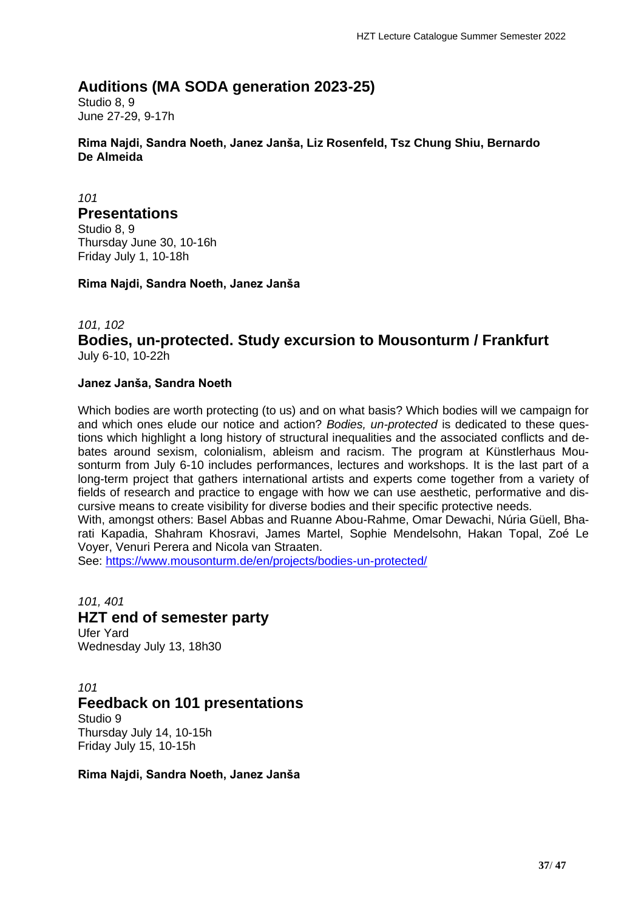## Auditions (MA SODA generation 2023-25)

Studio 8, 9
June 27-29, 9-17h

**Rima Najdi, Sandra Noeth, Janez Janša, Liz Rosenfeld, Tsz Chung Shiu, Bernardo De Almeida**

*101*

## Presentations

Studio 8, 9
Thursday June 30, 10-16h
Friday July 1, 10-18h

**Rima Najdi, Sandra Noeth, Janez Janša**

*101, 102*

## Bodies, un-protected. Study excursion to Mousonturm / Frankfurt

July 6-10, 10-22h

**Janez Janša, Sandra Noeth**

Which bodies are worth protecting (to us) and on what basis? Which bodies will we campaign for and which ones elude our notice and action? *Bodies, un-protected* is dedicated to these questions which highlight a long history of structural inequalities and the associated conflicts and debates around sexism, colonialism, ableism and racism. The program at Künstlerhaus Mousonturm from July 6-10 includes performances, lectures and workshops. It is the last part of a long-term project that gathers international artists and experts come together from a variety of fields of research and practice to engage with how we can use aesthetic, performative and discursive means to create visibility for diverse bodies and their specific protective needs.
With, amongst others: Basel Abbas and Ruanne Abou-Rahme, Omar Dewachi, Núria Güell, Bharati Kapadia, Shahram Khosravi, James Martel, Sophie Mendelsohn, Hakan Topal, Zoé Le Voyer, Venuri Perera and Nicola van Straaten.
See: https://www.mousonturm.de/en/projects/bodies-un-protected/

*101, 401*

## HZT end of semester party

Ufer Yard
Wednesday July 13, 18h30

*101*

## Feedback on 101 presentations

Studio 9
Thursday July 14, 10-15h
Friday July 15, 10-15h

**Rima Najdi, Sandra Noeth, Janez Janša**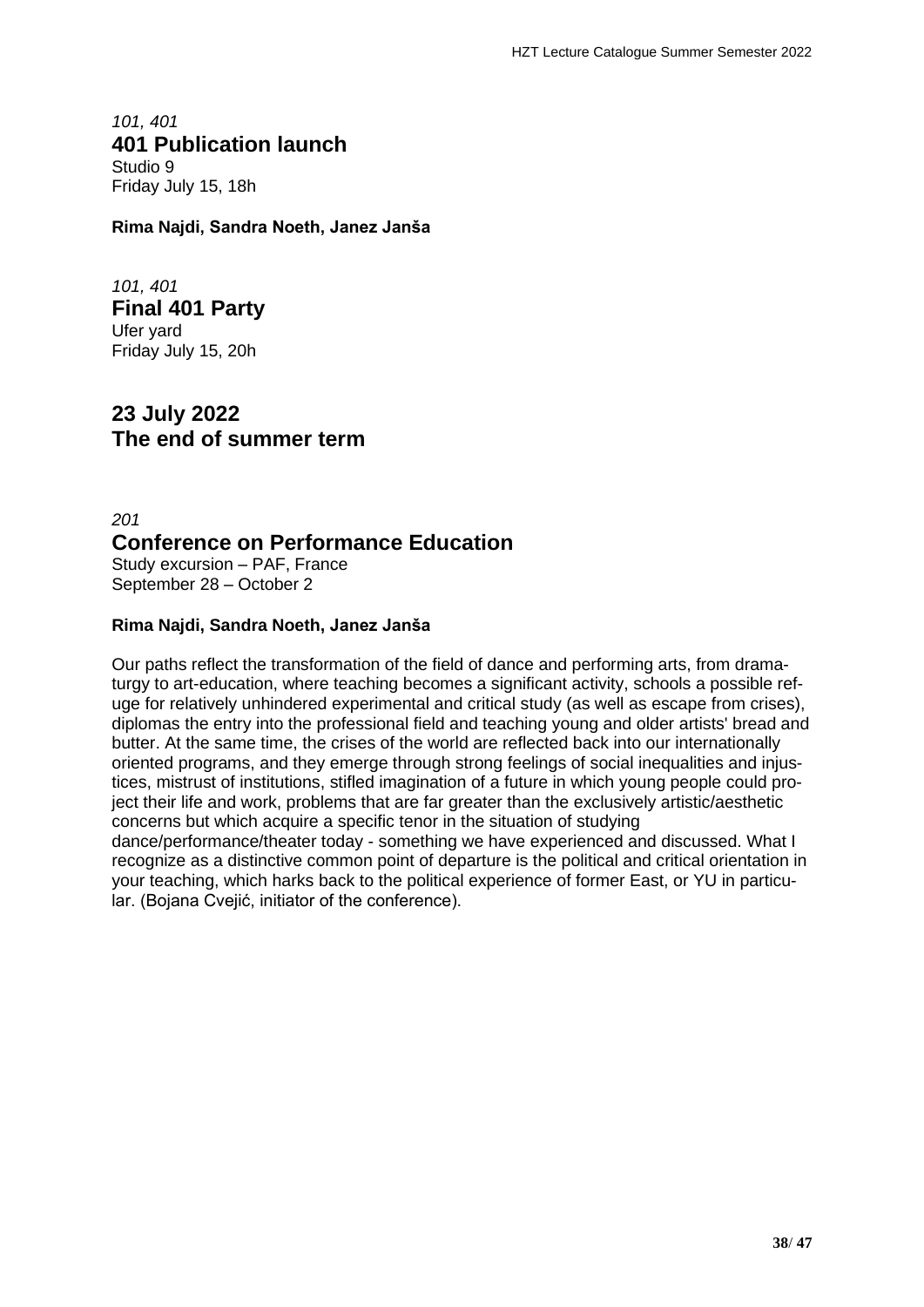*101, 401*

## 401 Publication launch

Studio 9
Friday July 15, 18h

**Rima Najdi, Sandra Noeth, Janez Janša**

*101, 401*

## Final 401 Party

Ufer yard
Friday July 15, 20h

## 23 July 2022 The end of summer term

*201*

## Conference on Performance Education

Study excursion – PAF, France
September 28 – October 2

**Rima Najdi, Sandra Noeth, Janez Janša**

Our paths reflect the transformation of the field of dance and performing arts, from dramaturgy to art-education, where teaching becomes a significant activity, schools a possible refuge for relatively unhindered experimental and critical study (as well as escape from crises), diplomas the entry into the professional field and teaching young and older artists' bread and butter. At the same time, the crises of the world are reflected back into our internationally oriented programs, and they emerge through strong feelings of social inequalities and injustices, mistrust of institutions, stifled imagination of a future in which young people could project their life and work, problems that are far greater than the exclusively artistic/aesthetic concerns but which acquire a specific tenor in the situation of studying dance/performance/theater today - something we have experienced and discussed. What I recognize as a distinctive common point of departure is the political and critical orientation in your teaching, which harks back to the political experience of former East, or YU in particular. (Bojana Cvejić, initiator of the conference).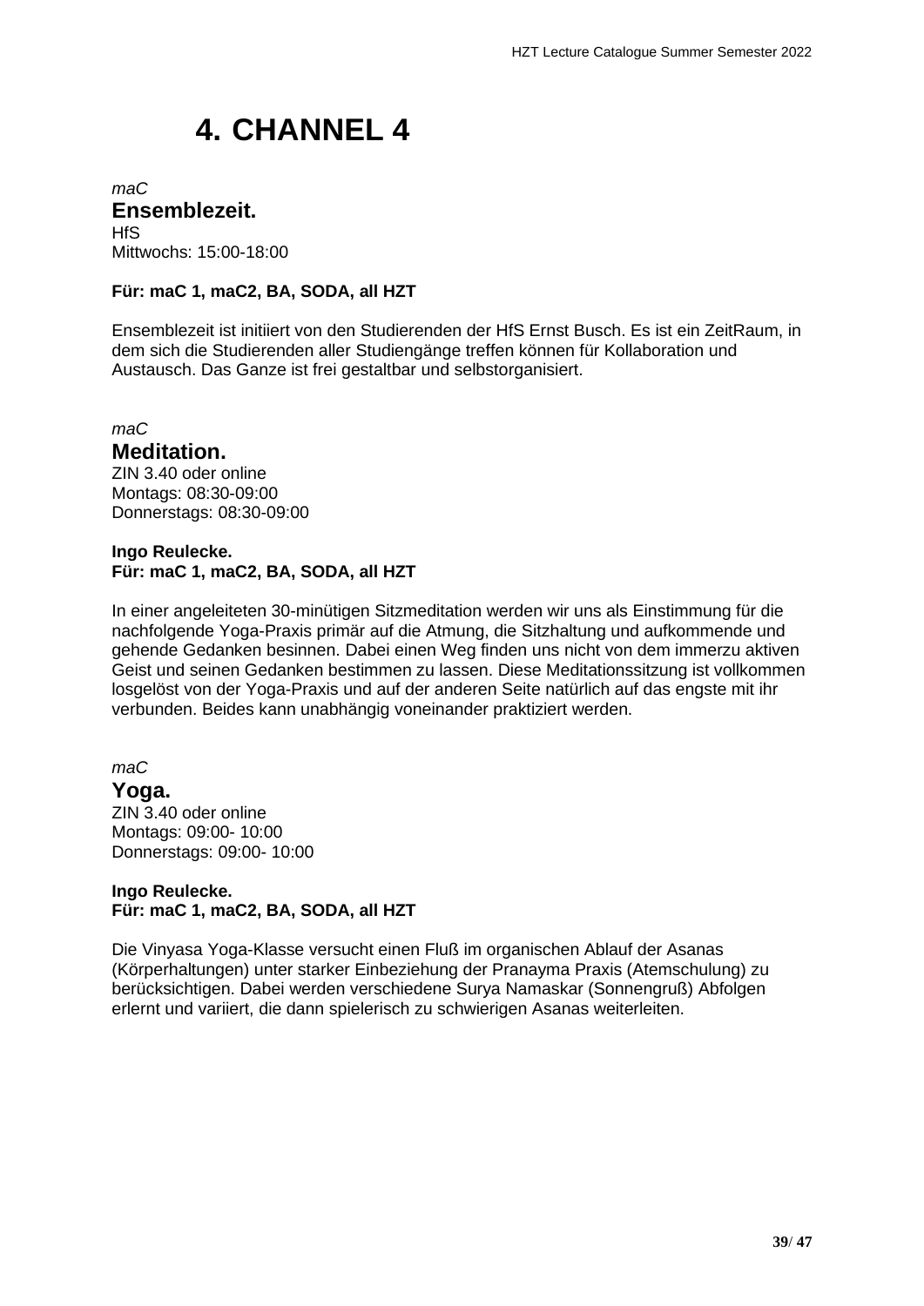# 4. CHANNEL 4

*maC*

**Ensemblezeit.**

HfS
Mittwochs: 15:00-18:00

**Für: maC 1, maC2, BA, SODA, all HZT**

Ensemblezeit ist initiiert von den Studierenden der HfS Ernst Busch. Es ist ein ZeitRaum, in dem sich die Studierenden aller Studiengänge treffen können für Kollaboration und Austausch. Das Ganze ist frei gestaltbar und selbstorganisiert.

*maC*

**Meditation.**

ZIN 3.40 oder online
Montags: 08:30-09:00
Donnerstags: 08:30-09:00

**Ingo Reulecke.**
**Für: maC 1, maC2, BA, SODA, all HZT**

In einer angeleiteten 30-minütigen Sitzmeditation werden wir uns als Einstimmung für die nachfolgende Yoga-Praxis primär auf die Atmung, die Sitzhaltung und aufkommende und gehende Gedanken besinnen. Dabei einen Weg finden uns nicht von dem immerzu aktiven Geist und seinen Gedanken bestimmen zu lassen. Diese Meditationssitzung ist vollkommen losgelöst von der Yoga-Praxis und auf der anderen Seite natürlich auf das engste mit ihr verbunden. Beides kann unabhängig voneinander praktiziert werden.

*maC*

**Yoga.**

ZIN 3.40 oder online
Montags: 09:00- 10:00
Donnerstags: 09:00- 10:00

**Ingo Reulecke.**
**Für: maC 1, maC2, BA, SODA, all HZT**

Die Vinyasa Yoga-Klasse versucht einen Fluß im organischen Ablauf der Asanas (Körperhaltungen) unter starker Einbeziehung der Pranayma Praxis (Atemschulung) zu berücksichtigen. Dabei werden verschiedene Surya Namaskar (Sonnengruß) Abfolgen erlernt und variiert, die dann spielerisch zu schwierigen Asanas weiterleiten.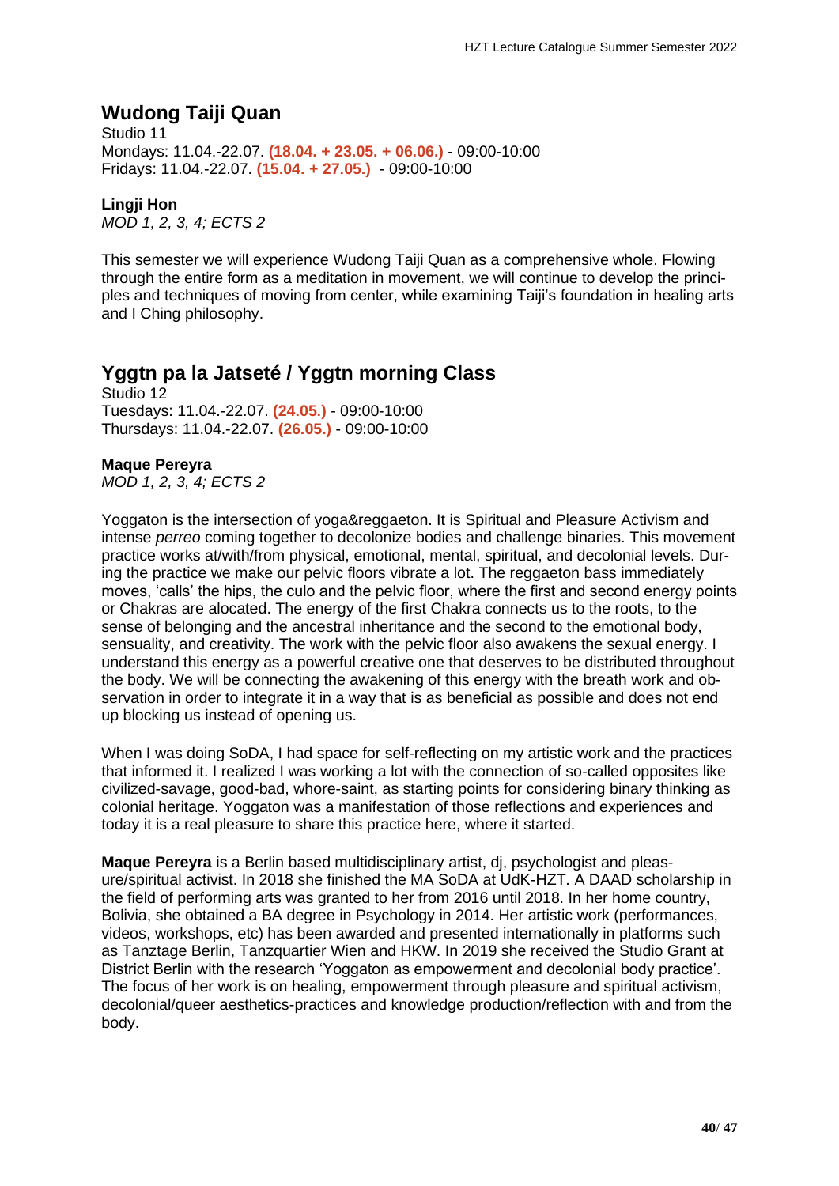## Wudong Taiji Quan

Studio 11
Mondays: 11.04.-22.07. **(18.04. + 23.05. + 06.06.)** - 09:00-10:00
Fridays: 11.04.-22.07. **(15.04. + 27.05.)** - 09:00-10:00

**Lingji Hon**
*MOD 1, 2, 3, 4; ECTS 2*

This semester we will experience Wudong Taiji Quan as a comprehensive whole. Flowing through the entire form as a meditation in movement, we will continue to develop the principles and techniques of moving from center, while examining Taiji's foundation in healing arts and I Ching philosophy.

## Yggtn pa la Jatseté / Yggtn morning Class

Studio 12
Tuesdays: 11.04.-22.07. **(24.05.)** - 09:00-10:00
Thursdays: 11.04.-22.07. **(26.05.)** - 09:00-10:00

**Maque Pereyra**
*MOD 1, 2, 3, 4; ECTS 2*

Yoggaton is the intersection of yoga&reggaeton. It is Spiritual and Pleasure Activism and intense *perreo* coming together to decolonize bodies and challenge binaries. This movement practice works at/with/from physical, emotional, mental, spiritual, and decolonial levels. During the practice we make our pelvic floors vibrate a lot. The reggaeton bass immediately moves, 'calls' the hips, the culo and the pelvic floor, where the first and second energy points or Chakras are alocated. The energy of the first Chakra connects us to the roots, to the sense of belonging and the ancestral inheritance and the second to the emotional body, sensuality, and creativity. The work with the pelvic floor also awakens the sexual energy. I understand this energy as a powerful creative one that deserves to be distributed throughout the body. We will be connecting the awakening of this energy with the breath work and observation in order to integrate it in a way that is as beneficial as possible and does not end up blocking us instead of opening us.

When I was doing SoDA, I had space for self-reflecting on my artistic work and the practices that informed it. I realized I was working a lot with the connection of so-called opposites like civilized-savage, good-bad, whore-saint, as starting points for considering binary thinking as colonial heritage. Yoggaton was a manifestation of those reflections and experiences and today it is a real pleasure to share this practice here, where it started.

**Maque Pereyra** is a Berlin based multidisciplinary artist, dj, psychologist and pleasure/spiritual activist. In 2018 she finished the MA SoDA at UdK-HZT. A DAAD scholarship in the field of performing arts was granted to her from 2016 until 2018. In her home country, Bolivia, she obtained a BA degree in Psychology in 2014. Her artistic work (performances, videos, workshops, etc) has been awarded and presented internationally in platforms such as Tanztage Berlin, Tanzquartier Wien and HKW. In 2019 she received the Studio Grant at District Berlin with the research 'Yoggaton as empowerment and decolonial body practice'. The focus of her work is on healing, empowerment through pleasure and spiritual activism, decolonial/queer aesthetics-practices and knowledge production/reflection with and from the body.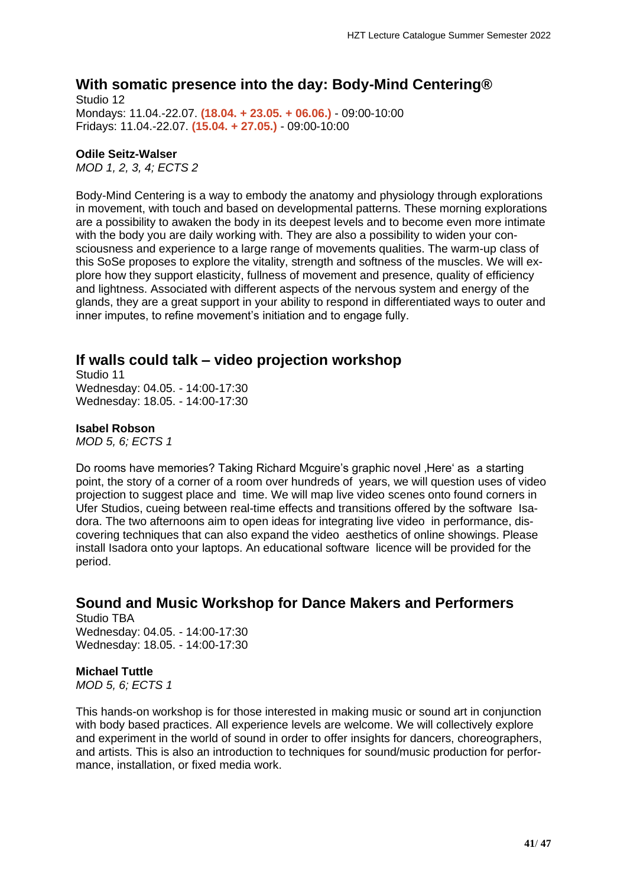## With somatic presence into the day: Body-Mind Centering®

Studio 12
Mondays: 11.04.-22.07. **(18.04. + 23.05. + 06.06.)** - 09:00-10:00
Fridays: 11.04.-22.07. **(15.04. + 27.05.)** - 09:00-10:00

**Odile Seitz-Walser**
*MOD 1, 2, 3, 4; ECTS 2*

Body-Mind Centering is a way to embody the anatomy and physiology through explorations in movement, with touch and based on developmental patterns. These morning explorations are a possibility to awaken the body in its deepest levels and to become even more intimate with the body you are daily working with. They are also a possibility to widen your consciousness and experience to a large range of movements qualities. The warm-up class of this SoSe proposes to explore the vitality, strength and softness of the muscles. We will explore how they support elasticity, fullness of movement and presence, quality of efficiency and lightness. Associated with different aspects of the nervous system and energy of the glands, they are a great support in your ability to respond in differentiated ways to outer and inner imputes, to refine movement's initiation and to engage fully.

## If walls could talk – video projection workshop

Studio 11
Wednesday: 04.05. - 14:00-17:30
Wednesday: 18.05. - 14:00-17:30

**Isabel Robson**
*MOD 5, 6; ECTS 1*

Do rooms have memories? Taking Richard Mcguire's graphic novel ‚Here' as a starting point, the story of a corner of a room over hundreds of years, we will question uses of video projection to suggest place and time. We will map live video scenes onto found corners in Ufer Studios, cueing between real-time effects and transitions offered by the software Isadora. The two afternoons aim to open ideas for integrating live video in performance, discovering techniques that can also expand the video aesthetics of online showings. Please install Isadora onto your laptops. An educational software licence will be provided for the period.

## Sound and Music Workshop for Dance Makers and Performers

Studio TBA
Wednesday: 04.05. - 14:00-17:30
Wednesday: 18.05. - 14:00-17:30

**Michael Tuttle**
*MOD 5, 6; ECTS 1*

This hands-on workshop is for those interested in making music or sound art in conjunction with body based practices. All experience levels are welcome. We will collectively explore and experiment in the world of sound in order to offer insights for dancers, choreographers, and artists. This is also an introduction to techniques for sound/music production for performance, installation, or fixed media work.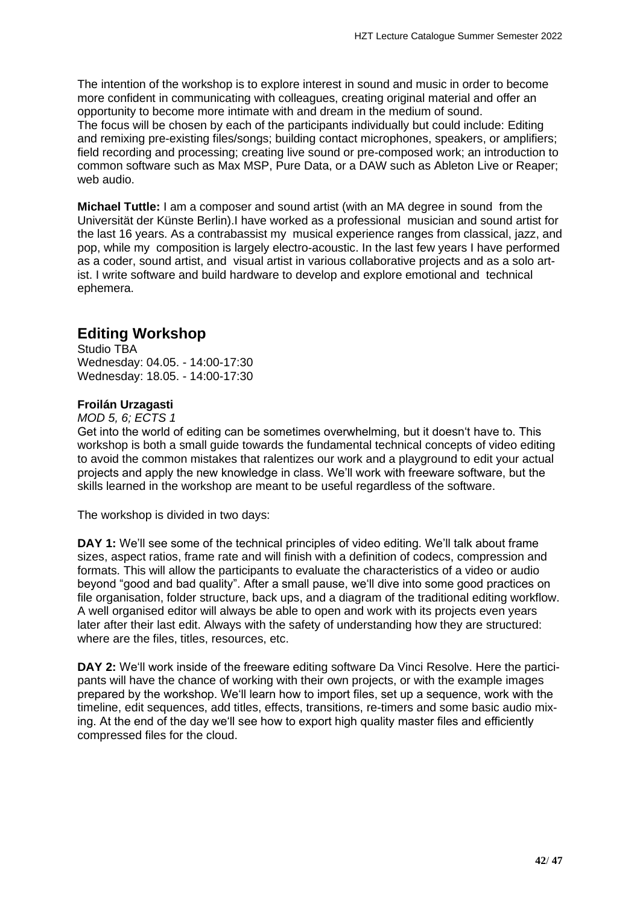The intention of the workshop is to explore interest in sound and music in order to become more confident in communicating with colleagues, creating original material and offer an opportunity to become more intimate with and dream in the medium of sound.
The focus will be chosen by each of the participants individually but could include: Editing and remixing pre-existing files/songs; building contact microphones, speakers, or amplifiers; field recording and processing; creating live sound or pre-composed work; an introduction to common software such as Max MSP, Pure Data, or a DAW such as Ableton Live or Reaper; web audio.

**Michael Tuttle:** I am a composer and sound artist (with an MA degree in sound from the Universität der Künste Berlin).I have worked as a professional musician and sound artist for the last 16 years. As a contrabassist my musical experience ranges from classical, jazz, and pop, while my composition is largely electro-acoustic. In the last few years I have performed as a coder, sound artist, and visual artist in various collaborative projects and as a solo artist. I write software and build hardware to develop and explore emotional and technical ephemera.

## Editing Workshop

Studio TBA
Wednesday: 04.05. - 14:00-17:30
Wednesday: 18.05. - 14:00-17:30

**Froilán Urzagasti**

*MOD 5, 6; ECTS 1*

Get into the world of editing can be sometimes overwhelming, but it doesn't have to. This workshop is both a small guide towards the fundamental technical concepts of video editing to avoid the common mistakes that ralentizes our work and a playground to edit your actual projects and apply the new knowledge in class. We'll work with freeware software, but the skills learned in the workshop are meant to be useful regardless of the software.

The workshop is divided in two days:

**DAY 1:** We'll see some of the technical principles of video editing. We'll talk about frame sizes, aspect ratios, frame rate and will finish with a definition of codecs, compression and formats. This will allow the participants to evaluate the characteristics of a video or audio beyond "good and bad quality". After a small pause, we'll dive into some good practices on file organisation, folder structure, back ups, and a diagram of the traditional editing workflow. A well organised editor will always be able to open and work with its projects even years later after their last edit. Always with the safety of understanding how they are structured: where are the files, titles, resources, etc.

**DAY 2:** We'll work inside of the freeware editing software Da Vinci Resolve. Here the participants will have the chance of working with their own projects, or with the example images prepared by the workshop. We'll learn how to import files, set up a sequence, work with the timeline, edit sequences, add titles, effects, transitions, re-timers and some basic audio mixing. At the end of the day we'll see how to export high quality master files and efficiently compressed files for the cloud.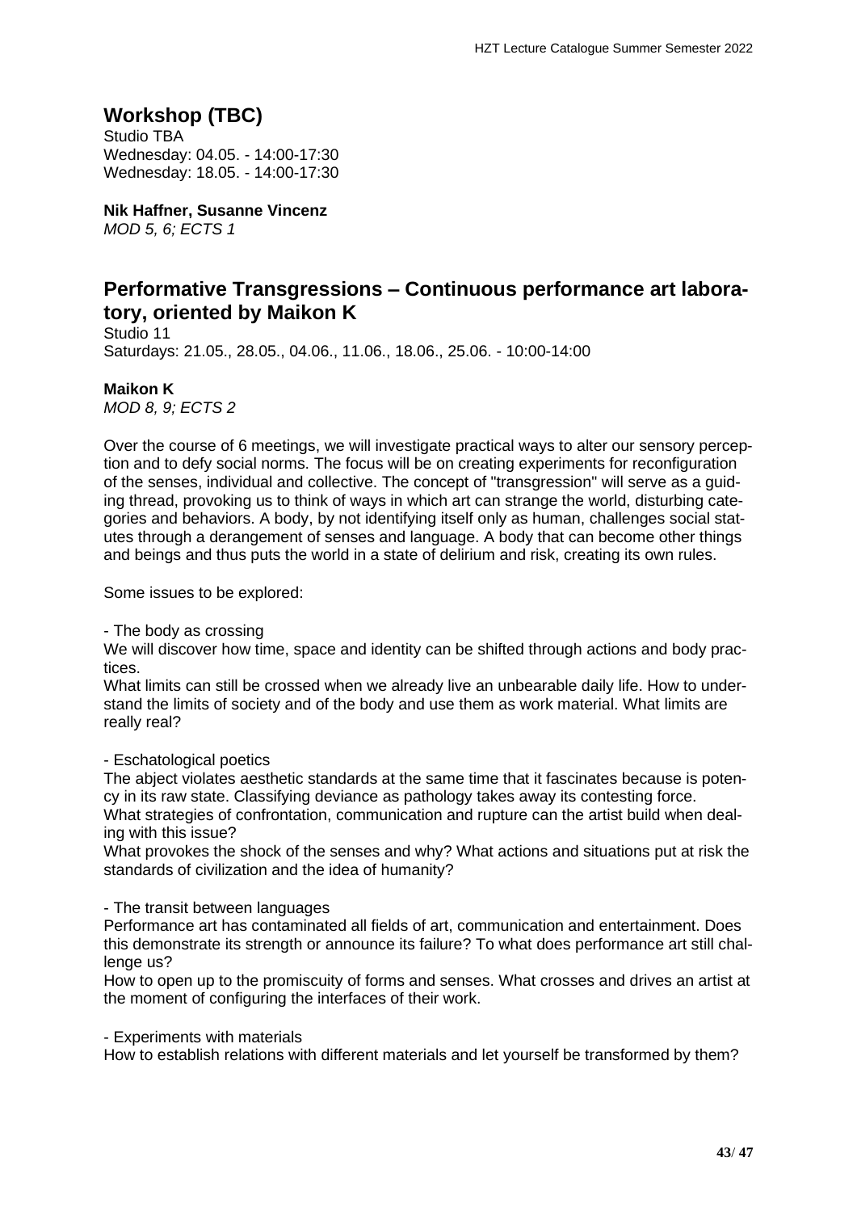## Workshop (TBC)

Studio TBA
Wednesday: 04.05. - 14:00-17:30
Wednesday: 18.05. - 14:00-17:30

**Nik Haffner, Susanne Vincenz**
*MOD 5, 6; ECTS 1*

## Performative Transgressions – Continuous performance art laboratory, oriented by Maikon K

Studio 11
Saturdays: 21.05., 28.05., 04.06., 11.06., 18.06., 25.06. - 10:00-14:00

**Maikon K**
*MOD 8, 9; ECTS 2*

Over the course of 6 meetings, we will investigate practical ways to alter our sensory perception and to defy social norms. The focus will be on creating experiments for reconfiguration of the senses, individual and collective. The concept of "transgression" will serve as a guiding thread, provoking us to think of ways in which art can strange the world, disturbing categories and behaviors. A body, by not identifying itself only as human, challenges social statutes through a derangement of senses and language. A body that can become other things and beings and thus puts the world in a state of delirium and risk, creating its own rules.

Some issues to be explored:

- The body as crossing

We will discover how time, space and identity can be shifted through actions and body practices.
What limits can still be crossed when we already live an unbearable daily life. How to understand the limits of society and of the body and use them as work material. What limits are really real?

- Eschatological poetics

The abject violates aesthetic standards at the same time that it fascinates because is potency in its raw state. Classifying deviance as pathology takes away its contesting force.
What strategies of confrontation, communication and rupture can the artist build when dealing with this issue?
What provokes the shock of the senses and why? What actions and situations put at risk the standards of civilization and the idea of humanity?

- The transit between languages

Performance art has contaminated all fields of art, communication and entertainment. Does this demonstrate its strength or announce its failure? To what does performance art still challenge us?
How to open up to the promiscuity of forms and senses. What crosses and drives an artist at the moment of configuring the interfaces of their work.

- Experiments with materials

How to establish relations with different materials and let yourself be transformed by them?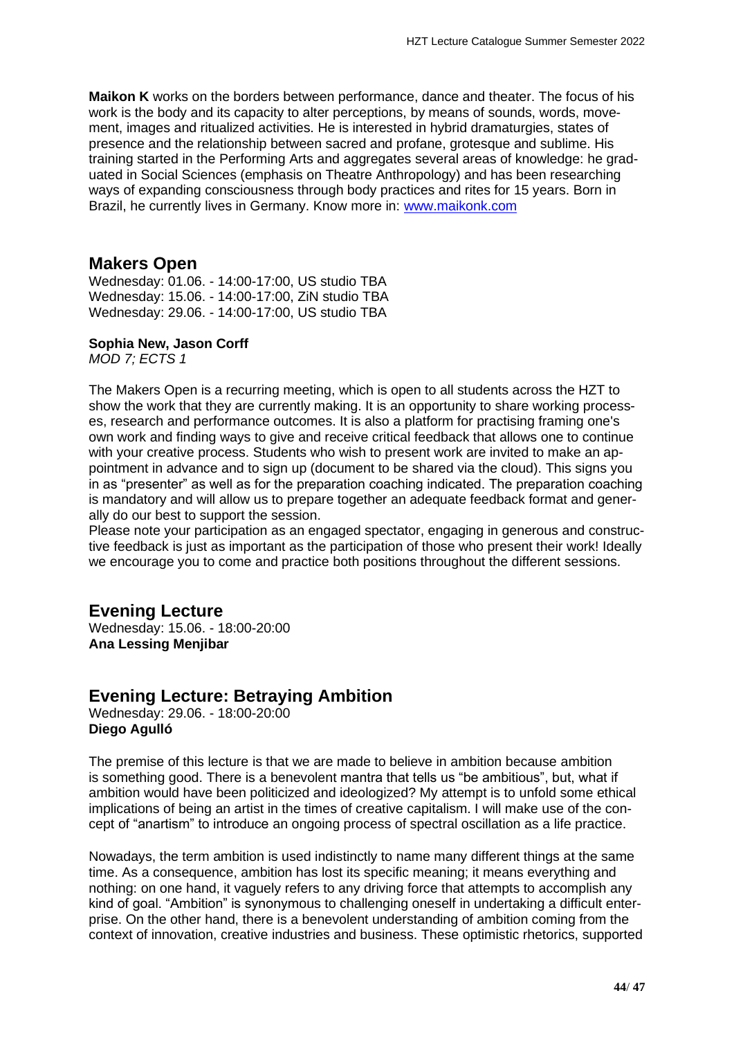**Maikon K** works on the borders between performance, dance and theater. The focus of his work is the body and its capacity to alter perceptions, by means of sounds, words, movement, images and ritualized activities. He is interested in hybrid dramaturgies, states of presence and the relationship between sacred and profane, grotesque and sublime. His training started in the Performing Arts and aggregates several areas of knowledge: he graduated in Social Sciences (emphasis on Theatre Anthropology) and has been researching ways of expanding consciousness through body practices and rites for 15 years. Born in Brazil, he currently lives in Germany. Know more in: [www.maikonk.com](www.maikonk.com)

## Makers Open

Wednesday: 01.06. - 14:00-17:00, US studio TBA
Wednesday: 15.06. - 14:00-17:00, ZiN studio TBA
Wednesday: 29.06. - 14:00-17:00, US studio TBA

**Sophia New, Jason Corff**
*MOD 7; ECTS 1*

The Makers Open is a recurring meeting, which is open to all students across the HZT to show the work that they are currently making. It is an opportunity to share working processes, research and performance outcomes. It is also a platform for practising framing one's own work and finding ways to give and receive critical feedback that allows one to continue with your creative process. Students who wish to present work are invited to make an appointment in advance and to sign up (document to be shared via the cloud). This signs you in as "presenter" as well as for the preparation coaching indicated. The preparation coaching is mandatory and will allow us to prepare together an adequate feedback format and generally do our best to support the session.
Please note your participation as an engaged spectator, engaging in generous and constructive feedback is just as important as the participation of those who present their work! Ideally we encourage you to come and practice both positions throughout the different sessions.

## Evening Lecture

Wednesday: 15.06. - 18:00-20:00
**Ana Lessing Menjibar**

## Evening Lecture: Betraying Ambition

Wednesday: 29.06. - 18:00-20:00
**Diego Agulló**

The premise of this lecture is that we are made to believe in ambition because ambition is something good. There is a benevolent mantra that tells us "be ambitious", but, what if ambition would have been politicized and ideologized? My attempt is to unfold some ethical implications of being an artist in the times of creative capitalism. I will make use of the concept of "anartism" to introduce an ongoing process of spectral oscillation as a life practice.

Nowadays, the term ambition is used indistinctly to name many different things at the same time. As a consequence, ambition has lost its specific meaning; it means everything and nothing: on one hand, it vaguely refers to any driving force that attempts to accomplish any kind of goal. "Ambition" is synonymous to challenging oneself in undertaking a difficult enterprise. On the other hand, there is a benevolent understanding of ambition coming from the context of innovation, creative industries and business. These optimistic rhetorics, supported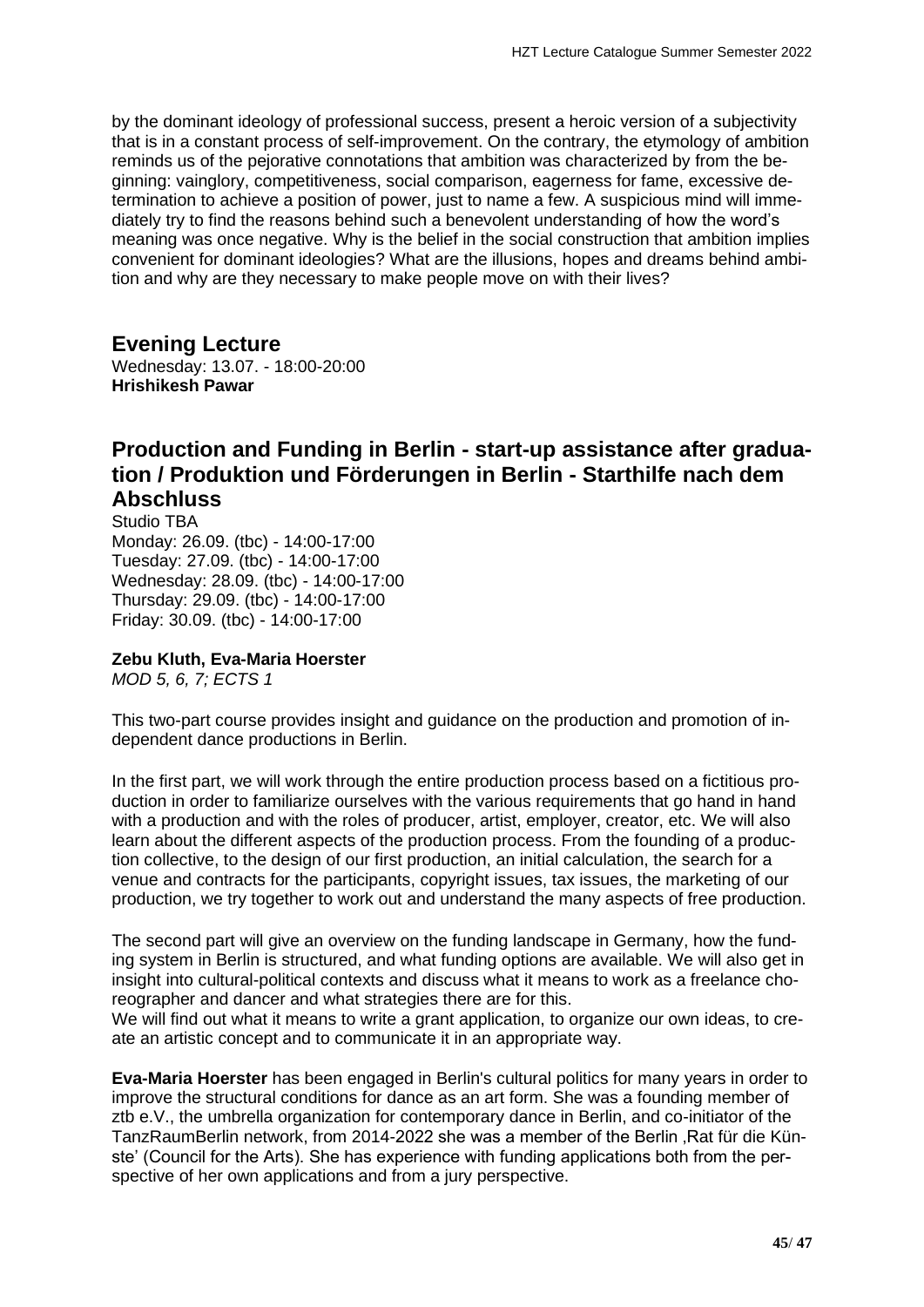by the dominant ideology of professional success, present a heroic version of a subjectivity that is in a constant process of self-improvement. On the contrary, the etymology of ambition reminds us of the pejorative connotations that ambition was characterized by from the beginning: vainglory, competitiveness, social comparison, eagerness for fame, excessive determination to achieve a position of power, just to name a few. A suspicious mind will immediately try to find the reasons behind such a benevolent understanding of how the word's meaning was once negative. Why is the belief in the social construction that ambition implies convenient for dominant ideologies? What are the illusions, hopes and dreams behind ambition and why are they necessary to make people move on with their lives?

## Evening Lecture

Wednesday: 13.07. - 18:00-20:00
**Hrishikesh Pawar**

## Production and Funding in Berlin - start-up assistance after graduation / Produktion und Förderungen in Berlin - Starthilfe nach dem Abschluss

Studio TBA
Monday: 26.09. (tbc) - 14:00-17:00
Tuesday: 27.09. (tbc) - 14:00-17:00
Wednesday: 28.09. (tbc) - 14:00-17:00
Thursday: 29.09. (tbc) - 14:00-17:00
Friday: 30.09. (tbc) - 14:00-17:00

**Zebu Kluth, Eva-Maria Hoerster**
*MOD 5, 6, 7; ECTS 1*

This two-part course provides insight and guidance on the production and promotion of independent dance productions in Berlin.

In the first part, we will work through the entire production process based on a fictitious production in order to familiarize ourselves with the various requirements that go hand in hand with a production and with the roles of producer, artist, employer, creator, etc. We will also learn about the different aspects of the production process. From the founding of a production collective, to the design of our first production, an initial calculation, the search for a venue and contracts for the participants, copyright issues, tax issues, the marketing of our production, we try together to work out and understand the many aspects of free production.

The second part will give an overview on the funding landscape in Germany, how the funding system in Berlin is structured, and what funding options are available. We will also get in insight into cultural-political contexts and discuss what it means to work as a freelance choreographer and dancer and what strategies there are for this.
We will find out what it means to write a grant application, to organize our own ideas, to create an artistic concept and to communicate it in an appropriate way.

**Eva-Maria Hoerster** has been engaged in Berlin's cultural politics for many years in order to improve the structural conditions for dance as an art form. She was a founding member of ztb e.V., the umbrella organization for contemporary dance in Berlin, and co-initiator of the TanzRaumBerlin network, from 2014-2022 she was a member of the Berlin ‚Rat für die Künste' (Council for the Arts). She has experience with funding applications both from the perspective of her own applications and from a jury perspective.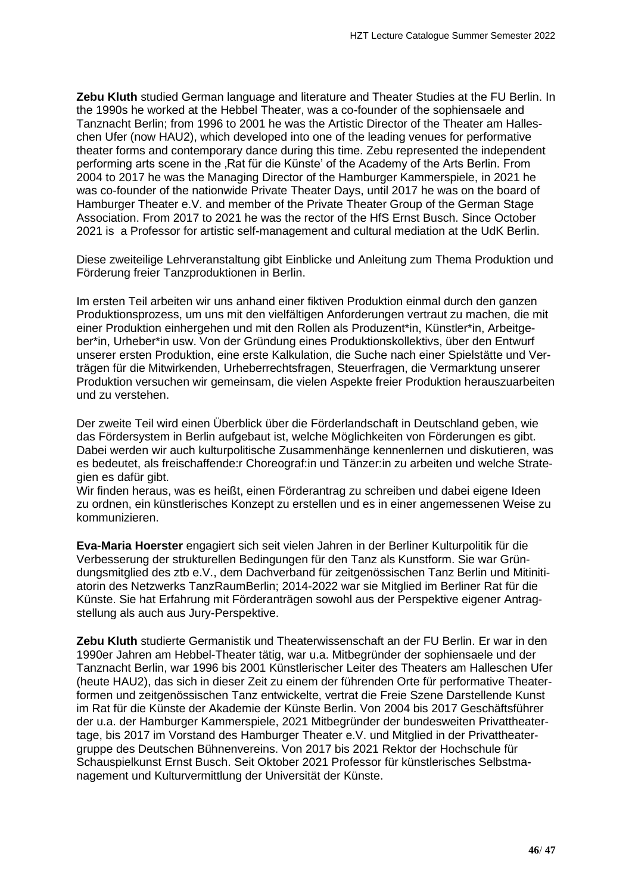**Zebu Kluth** studied German language and literature and Theater Studies at the FU Berlin. In the 1990s he worked at the Hebbel Theater, was a co-founder of the sophiensaele and Tanznacht Berlin; from 1996 to 2001 he was the Artistic Director of the Theater am Halleschen Ufer (now HAU2), which developed into one of the leading venues for performative theater forms and contemporary dance during this time. Zebu represented the independent performing arts scene in the ‚Rat für die Künste' of the Academy of the Arts Berlin. From 2004 to 2017 he was the Managing Director of the Hamburger Kammerspiele, in 2021 he was co-founder of the nationwide Private Theater Days, until 2017 he was on the board of Hamburger Theater e.V. and member of the Private Theater Group of the German Stage Association. From 2017 to 2021 he was the rector of the HfS Ernst Busch. Since October 2021 is a Professor for artistic self-management and cultural mediation at the UdK Berlin.

Diese zweiteilige Lehrveranstaltung gibt Einblicke und Anleitung zum Thema Produktion und Förderung freier Tanzproduktionen in Berlin.

Im ersten Teil arbeiten wir uns anhand einer fiktiven Produktion einmal durch den ganzen Produktionsprozess, um uns mit den vielfältigen Anforderungen vertraut zu machen, die mit einer Produktion einhergehen und mit den Rollen als Produzent*in, Künstler*in, Arbeitgeber*in, Urheber*in usw. Von der Gründung eines Produktionskollektivs, über den Entwurf unserer ersten Produktion, eine erste Kalkulation, die Suche nach einer Spielstätte und Verträgen für die Mitwirkenden, Urheberrechtsfragen, Steuerfragen, die Vermarktung unserer Produktion versuchen wir gemeinsam, die vielen Aspekte freier Produktion herauszuarbeiten und zu verstehen.

Der zweite Teil wird einen Überblick über die Förderlandschaft in Deutschland geben, wie das Fördersystem in Berlin aufgebaut ist, welche Möglichkeiten von Förderungen es gibt. Dabei werden wir auch kulturpolitische Zusammenhänge kennenlernen und diskutieren, was es bedeutet, als freischaffende:r Choreograf:in und Tänzer:in zu arbeiten und welche Strategien es dafür gibt.
Wir finden heraus, was es heißt, einen Förderantrag zu schreiben und dabei eigene Ideen zu ordnen, ein künstlerisches Konzept zu erstellen und es in einer angemessenen Weise zu kommunizieren.

**Eva-Maria Hoerster** engagiert sich seit vielen Jahren in der Berliner Kulturpolitik für die Verbesserung der strukturellen Bedingungen für den Tanz als Kunstform. Sie war Gründungsmitglied des ztb e.V., dem Dachverband für zeitgenössischen Tanz Berlin und Mitinitiatorin des Netzwerks TanzRaumBerlin; 2014-2022 war sie Mitglied im Berliner Rat für die Künste. Sie hat Erfahrung mit Förderanträgen sowohl aus der Perspektive eigener Antragstellung als auch aus Jury-Perspektive.

**Zebu Kluth** studierte Germanistik und Theaterwissenschaft an der FU Berlin. Er war in den 1990er Jahren am Hebbel-Theater tätig, war u.a. Mitbegründer der sophiensaele und der Tanznacht Berlin, war 1996 bis 2001 Künstlerischer Leiter des Theaters am Halleschen Ufer (heute HAU2), das sich in dieser Zeit zu einem der führenden Orte für performative Theaterformen und zeitgenössischen Tanz entwickelte, vertrat die Freie Szene Darstellende Kunst im Rat für die Künste der Akademie der Künste Berlin. Von 2004 bis 2017 Geschäftsführer der u.a. der Hamburger Kammerspiele, 2021 Mitbegründer der bundesweiten Privattheatertage, bis 2017 im Vorstand des Hamburger Theater e.V. und Mitglied in der Privattheatergruppe des Deutschen Bühnenvereins. Von 2017 bis 2021 Rektor der Hochschule für Schauspielkunst Ernst Busch. Seit Oktober 2021 Professor für künstlerisches Selbstmanagement und Kulturvermittlung der Universität der Künste.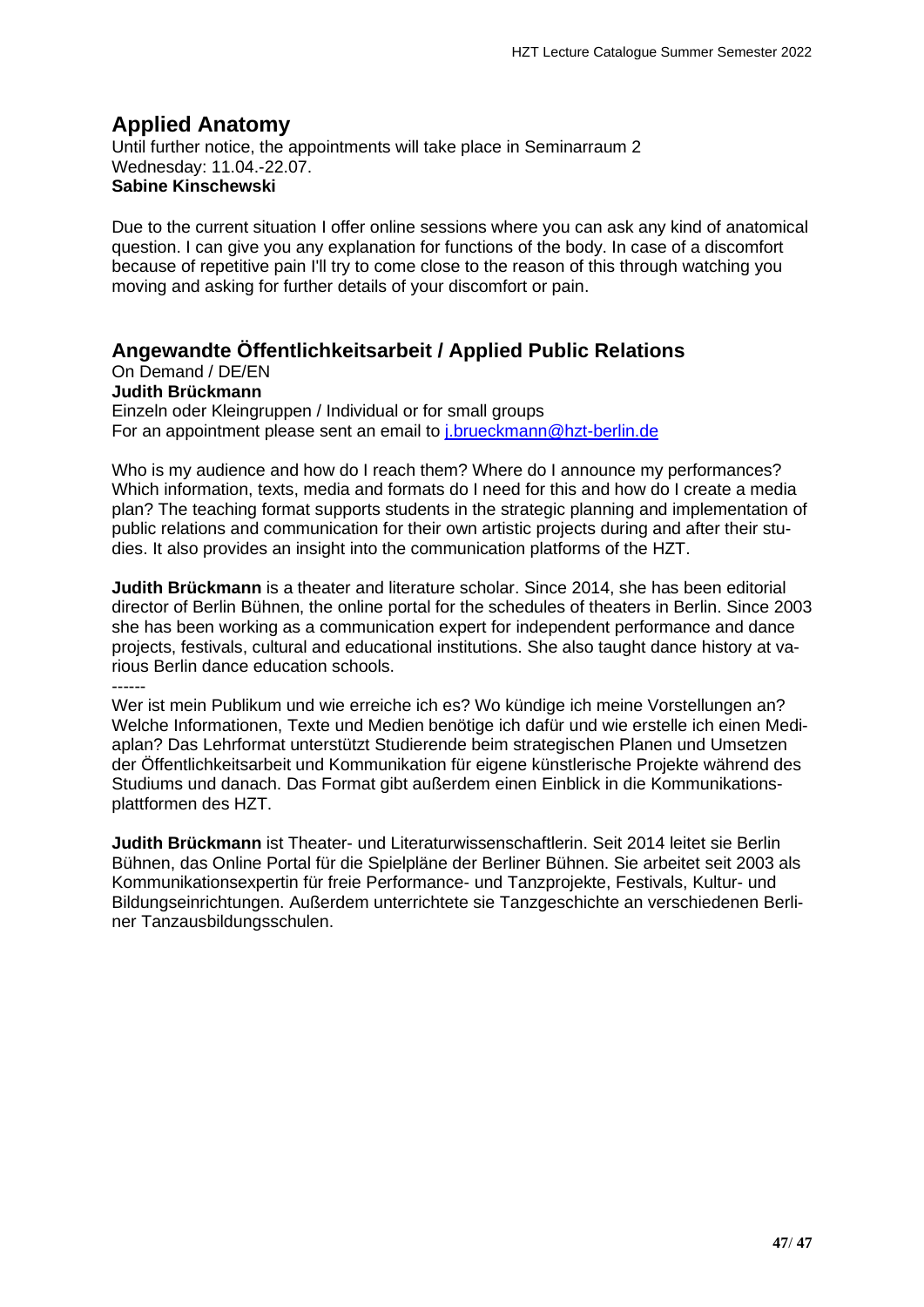## Applied Anatomy

Until further notice, the appointments will take place in Seminarraum 2
Wednesday: 11.04.-22.07.
**Sabine Kinschewski**

Due to the current situation I offer online sessions where you can ask any kind of anatomical question. I can give you any explanation for functions of the body. In case of a discomfort because of repetitive pain I'll try to come close to the reason of this through watching you moving and asking for further details of your discomfort or pain.

## Angewandte Öffentlichkeitsarbeit / Applied Public Relations

On Demand / DE/EN
**Judith Brückmann**
Einzeln oder Kleingruppen / Individual or for small groups
For an appointment please sent an email to j.brueckmann@hzt-berlin.de

Who is my audience and how do I reach them? Where do I announce my performances? Which information, texts, media and formats do I need for this and how do I create a media plan? The teaching format supports students in the strategic planning and implementation of public relations and communication for their own artistic projects during and after their studies. It also provides an insight into the communication platforms of the HZT.

**Judith Brückmann** is a theater and literature scholar. Since 2014, she has been editorial director of Berlin Bühnen, the online portal for the schedules of theaters in Berlin. Since 2003 she has been working as a communication expert for independent performance and dance projects, festivals, cultural and educational institutions. She also taught dance history at various Berlin dance education schools.

------

Wer ist mein Publikum und wie erreiche ich es? Wo kündige ich meine Vorstellungen an? Welche Informationen, Texte und Medien benötige ich dafür und wie erstelle ich einen Mediaplan? Das Lehrformat unterstützt Studierende beim strategischen Planen und Umsetzen der Öffentlichkeitsarbeit und Kommunikation für eigene künstlerische Projekte während des Studiums und danach. Das Format gibt außerdem einen Einblick in die Kommunikationsplattformen des HZT.

**Judith Brückmann** ist Theater- und Literaturwissenschaftlerin. Seit 2014 leitet sie Berlin Bühnen, das Online Portal für die Spielpläne der Berliner Bühnen. Sie arbeitet seit 2003 als Kommunikationsexpertin für freie Performance- und Tanzprojekte, Festivals, Kultur- und Bildungseinrichtungen. Außerdem unterrichtete sie Tanzgeschichte an verschiedenen Berliner Tanzausbildungsschulen.